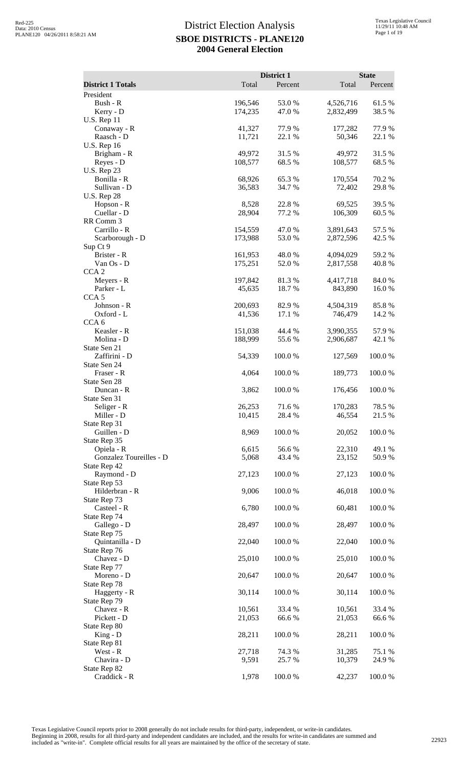# District Election Analysis

## SBOE DISTRICTS - PLANE120

## 2004 General Election

| District 1 Totals | District 1 Total | District 1 Percent | State Total | State Percent |
|---|---|---|---|---|
| President | | | | |
| Bush - R | 196,546 | 53.0 % | 4,526,716 | 61.5 % |
| Kerry - D | 174,235 | 47.0 % | 2,832,499 | 38.5 % |
| U.S. Rep 11 | | | | |
| Conaway - R | 41,327 | 77.9 % | 177,282 | 77.9 % |
| Raasch - D | 11,721 | 22.1 % | 50,346 | 22.1 % |
| U.S. Rep 16 | | | | |
| Brigham - R | 49,972 | 31.5 % | 49,972 | 31.5 % |
| Reyes - D | 108,577 | 68.5 % | 108,577 | 68.5 % |
| U.S. Rep 23 | | | | |
| Bonilla - R | 68,926 | 65.3 % | 170,554 | 70.2 % |
| Sullivan - D | 36,583 | 34.7 % | 72,402 | 29.8 % |
| U.S. Rep 28 | | | | |
| Hopson - R | 8,528 | 22.8 % | 69,525 | 39.5 % |
| Cuellar - D | 28,904 | 77.2 % | 106,309 | 60.5 % |
| RR Comm 3 | | | | |
| Carrillo - R | 154,559 | 47.0 % | 3,891,643 | 57.5 % |
| Scarborough - D | 173,988 | 53.0 % | 2,872,596 | 42.5 % |
| Sup Ct 9 | | | | |
| Brister - R | 161,953 | 48.0 % | 4,094,029 | 59.2 % |
| Van Os - D | 175,251 | 52.0 % | 2,817,558 | 40.8 % |
| CCA 2 | | | | |
| Meyers - R | 197,842 | 81.3 % | 4,417,718 | 84.0 % |
| Parker - L | 45,635 | 18.7 % | 843,890 | 16.0 % |
| CCA 5 | | | | |
| Johnson - R | 200,693 | 82.9 % | 4,504,319 | 85.8 % |
| Oxford - L | 41,536 | 17.1 % | 746,479 | 14.2 % |
| CCA 6 | | | | |
| Keasler - R | 151,038 | 44.4 % | 3,990,355 | 57.9 % |
| Molina - D | 188,999 | 55.6 % | 2,906,687 | 42.1 % |
| State Sen 21 | | | | |
| Zaffirini - D | 54,339 | 100.0 % | 127,569 | 100.0 % |
| State Sen 24 | | | | |
| Fraser - R | 4,064 | 100.0 % | 189,773 | 100.0 % |
| State Sen 28 | | | | |
| Duncan - R | 3,862 | 100.0 % | 176,456 | 100.0 % |
| State Sen 31 | | | | |
| Seliger - R | 26,253 | 71.6 % | 170,283 | 78.5 % |
| Miller - D | 10,415 | 28.4 % | 46,554 | 21.5 % |
| State Rep 31 | | | | |
| Guillen - D | 8,969 | 100.0 % | 20,052 | 100.0 % |
| State Rep 35 | | | | |
| Opiela - R | 6,615 | 56.6 % | 22,310 | 49.1 % |
| Gonzalez Toureilles - D | 5,068 | 43.4 % | 23,152 | 50.9 % |
| State Rep 42 | | | | |
| Raymond - D | 27,123 | 100.0 % | 27,123 | 100.0 % |
| State Rep 53 | | | | |
| Hilderbran - R | 9,006 | 100.0 % | 46,018 | 100.0 % |
| State Rep 73 | | | | |
| Casteel - R | 6,780 | 100.0 % | 60,481 | 100.0 % |
| State Rep 74 | | | | |
| Gallego - D | 28,497 | 100.0 % | 28,497 | 100.0 % |
| State Rep 75 | | | | |
| Quintanilla - D | 22,040 | 100.0 % | 22,040 | 100.0 % |
| State Rep 76 | | | | |
| Chavez - D | 25,010 | 100.0 % | 25,010 | 100.0 % |
| State Rep 77 | | | | |
| Moreno - D | 20,647 | 100.0 % | 20,647 | 100.0 % |
| State Rep 78 | | | | |
| Haggerty - R | 30,114 | 100.0 % | 30,114 | 100.0 % |
| State Rep 79 | | | | |
| Chavez - R | 10,561 | 33.4 % | 10,561 | 33.4 % |
| Pickett - D | 21,053 | 66.6 % | 21,053 | 66.6 % |
| State Rep 80 | | | | |
| King - D | 28,211 | 100.0 % | 28,211 | 100.0 % |
| State Rep 81 | | | | |
| West - R | 27,718 | 74.3 % | 31,285 | 75.1 % |
| Chavira - D | 9,591 | 25.7 % | 10,379 | 24.9 % |
| State Rep 82 | | | | |
| Craddick - R | 1,978 | 100.0 % | 42,237 | 100.0 % |

Texas Legislative Council reports prior to 2008 generally do not include results for third-party, independent, or write-in candidates. Beginning in 2008, results for all third-party and independent candidates are included, and the results for write-in candidates are summed and included as "write-in". Complete official results for all years are maintained by the office of the secretary of state.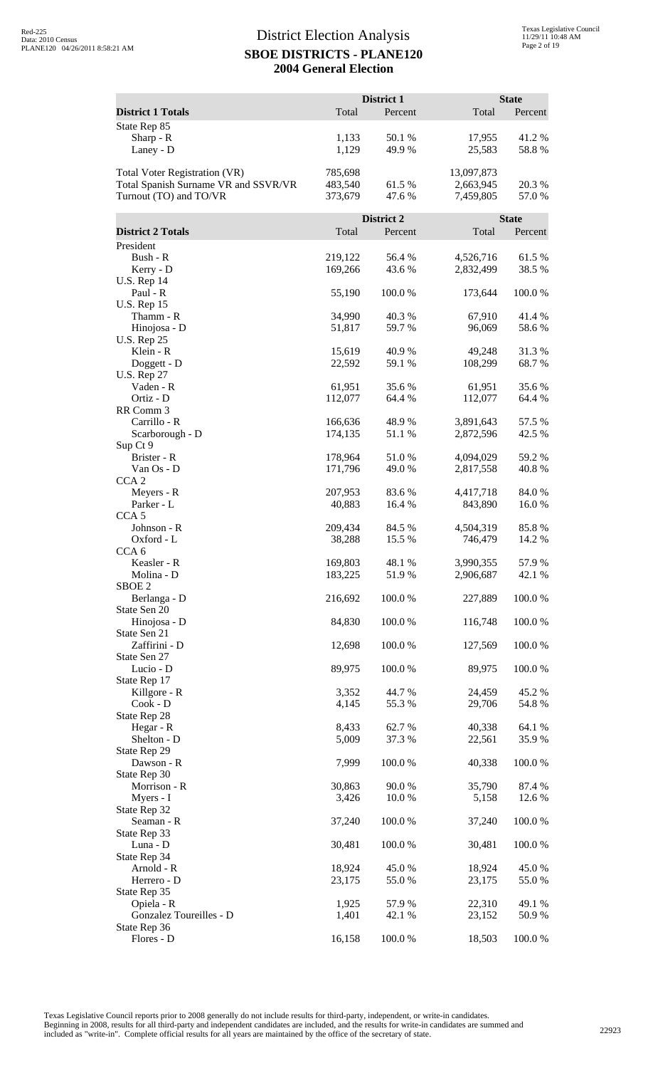# District Election Analysis

## SBOE DISTRICTS - PLANE120

## 2004 General Election

| District 1 Totals | District 1 Total | District 1 Percent | State Total | State Percent |
|---|---|---|---|---|
| State Rep 85 | | | | |
| Sharp - R | 1,133 | 50.1 % | 17,955 | 41.2 % |
| Laney - D | 1,129 | 49.9 % | 25,583 | 58.8 % |
| | | | | |
| Total Voter Registration (VR) | 785,698 | | 13,097,873 | |
| Total Spanish Surname VR and SSVR/VR | 483,540 | 61.5 % | 2,663,945 | 20.3 % |
| Turnout (TO) and TO/VR | 373,679 | 47.6 % | 7,459,805 | 57.0 % |

| District 2 Totals | District 2 Total | District 2 Percent | State Total | State Percent |
|---|---|---|---|---|
| President | | | | |
| Bush - R | 219,122 | 56.4 % | 4,526,716 | 61.5 % |
| Kerry - D | 169,266 | 43.6 % | 2,832,499 | 38.5 % |
| U.S. Rep 14 | | | | |
| Paul - R | 55,190 | 100.0 % | 173,644 | 100.0 % |
| U.S. Rep 15 | | | | |
| Thamm - R | 34,990 | 40.3 % | 67,910 | 41.4 % |
| Hinojosa - D | 51,817 | 59.7 % | 96,069 | 58.6 % |
| U.S. Rep 25 | | | | |
| Klein - R | 15,619 | 40.9 % | 49,248 | 31.3 % |
| Doggett - D | 22,592 | 59.1 % | 108,299 | 68.7 % |
| U.S. Rep 27 | | | | |
| Vaden - R | 61,951 | 35.6 % | 61,951 | 35.6 % |
| Ortiz - D | 112,077 | 64.4 % | 112,077 | 64.4 % |
| RR Comm 3 | | | | |
| Carrillo - R | 166,636 | 48.9 % | 3,891,643 | 57.5 % |
| Scarborough - D | 174,135 | 51.1 % | 2,872,596 | 42.5 % |
| Sup Ct 9 | | | | |
| Brister - R | 178,964 | 51.0 % | 4,094,029 | 59.2 % |
| Van Os - D | 171,796 | 49.0 % | 2,817,558 | 40.8 % |
| CCA 2 | | | | |
| Meyers - R | 207,953 | 83.6 % | 4,417,718 | 84.0 % |
| Parker - L | 40,883 | 16.4 % | 843,890 | 16.0 % |
| CCA 5 | | | | |
| Johnson - R | 209,434 | 84.5 % | 4,504,319 | 85.8 % |
| Oxford - L | 38,288 | 15.5 % | 746,479 | 14.2 % |
| CCA 6 | | | | |
| Keasler - R | 169,803 | 48.1 % | 3,990,355 | 57.9 % |
| Molina - D | 183,225 | 51.9 % | 2,906,687 | 42.1 % |
| SBOE 2 | | | | |
| Berlanga - D | 216,692 | 100.0 % | 227,889 | 100.0 % |
| State Sen 20 | | | | |
| Hinojosa - D | 84,830 | 100.0 % | 116,748 | 100.0 % |
| State Sen 21 | | | | |
| Zaffirini - D | 12,698 | 100.0 % | 127,569 | 100.0 % |
| State Sen 27 | | | | |
| Lucio - D | 89,975 | 100.0 % | 89,975 | 100.0 % |
| State Rep 17 | | | | |
| Killgore - R | 3,352 | 44.7 % | 24,459 | 45.2 % |
| Cook - D | 4,145 | 55.3 % | 29,706 | 54.8 % |
| State Rep 28 | | | | |
| Hegar - R | 8,433 | 62.7 % | 40,338 | 64.1 % |
| Shelton - D | 5,009 | 37.3 % | 22,561 | 35.9 % |
| State Rep 29 | | | | |
| Dawson - R | 7,999 | 100.0 % | 40,338 | 100.0 % |
| State Rep 30 | | | | |
| Morrison - R | 30,863 | 90.0 % | 35,790 | 87.4 % |
| Myers - I | 3,426 | 10.0 % | 5,158 | 12.6 % |
| State Rep 32 | | | | |
| Seaman - R | 37,240 | 100.0 % | 37,240 | 100.0 % |
| State Rep 33 | | | | |
| Luna - D | 30,481 | 100.0 % | 30,481 | 100.0 % |
| State Rep 34 | | | | |
| Arnold - R | 18,924 | 45.0 % | 18,924 | 45.0 % |
| Herrero - D | 23,175 | 55.0 % | 23,175 | 55.0 % |
| State Rep 35 | | | | |
| Opiela - R | 1,925 | 57.9 % | 22,310 | 49.1 % |
| Gonzalez Toureilles - D | 1,401 | 42.1 % | 23,152 | 50.9 % |
| State Rep 36 | | | | |
| Flores - D | 16,158 | 100.0 % | 18,503 | 100.0 % |

Texas Legislative Council reports prior to 2008 generally do not include results for third-party, independent, or write-in candidates. Beginning in 2008, results for all third-party and independent candidates are included, and the results for write-in candidates are summed and included as "write-in". Complete official results for all years are maintained by the office of the secretary of state.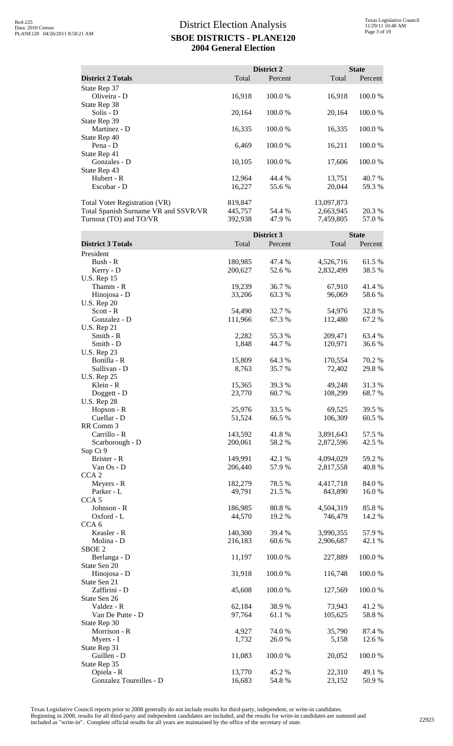# District Election Analysis

## SBOE DISTRICTS - PLANE120

## 2004 General Election

| District 2 Totals | District 2 Total | District 2 Percent | State Total | State Percent |
|---|---|---|---|---|
| State Rep 37 | | | | |
| Oliveira - D | 16,918 | 100.0 % | 16,918 | 100.0 % |
| State Rep 38 | | | | |
| Solis - D | 20,164 | 100.0 % | 20,164 | 100.0 % |
| State Rep 39 | | | | |
| Martinez - D | 16,335 | 100.0 % | 16,335 | 100.0 % |
| State Rep 40 | | | | |
| Pena - D | 6,469 | 100.0 % | 16,211 | 100.0 % |
| State Rep 41 | | | | |
| Gonzales - D | 10,105 | 100.0 % | 17,606 | 100.0 % |
| State Rep 43 | | | | |
| Hubert - R | 12,964 | 44.4 % | 13,751 | 40.7 % |
| Escobar - D | 16,227 | 55.6 % | 20,044 | 59.3 % |
| Total Voter Registration (VR) | 819,847 | | 13,097,873 | |
| Total Spanish Surname VR and SSVR/VR | 445,757 | 54.4 % | 2,663,945 | 20.3 % |
| Turnout (TO) and TO/VR | 392,938 | 47.9 % | 7,459,805 | 57.0 % |

| District 3 Totals | District 3 Total | District 3 Percent | State Total | State Percent |
|---|---|---|---|---|
| President | | | | |
| Bush - R | 180,985 | 47.4 % | 4,526,716 | 61.5 % |
| Kerry - D | 200,627 | 52.6 % | 2,832,499 | 38.5 % |
| U.S. Rep 15 | | | | |
| Thamm - R | 19,239 | 36.7 % | 67,910 | 41.4 % |
| Hinojosa - D | 33,206 | 63.3 % | 96,069 | 58.6 % |
| U.S. Rep 20 | | | | |
| Scott - R | 54,490 | 32.7 % | 54,976 | 32.8 % |
| Gonzalez - D | 111,966 | 67.3 % | 112,480 | 67.2 % |
| U.S. Rep 21 | | | | |
| Smith - R | 2,282 | 55.3 % | 209,471 | 63.4 % |
| Smith - D | 1,848 | 44.7 % | 120,971 | 36.6 % |
| U.S. Rep 23 | | | | |
| Bonilla - R | 15,809 | 64.3 % | 170,554 | 70.2 % |
| Sullivan - D | 8,763 | 35.7 % | 72,402 | 29.8 % |
| U.S. Rep 25 | | | | |
| Klein - R | 15,365 | 39.3 % | 49,248 | 31.3 % |
| Doggett - D | 23,770 | 60.7 % | 108,299 | 68.7 % |
| U.S. Rep 28 | | | | |
| Hopson - R | 25,976 | 33.5 % | 69,525 | 39.5 % |
| Cuellar - D | 51,524 | 66.5 % | 106,309 | 60.5 % |
| RR Comm 3 | | | | |
| Carrillo - R | 143,592 | 41.8 % | 3,891,643 | 57.5 % |
| Scarborough - D | 200,061 | 58.2 % | 2,872,596 | 42.5 % |
| Sup Ct 9 | | | | |
| Brister - R | 149,991 | 42.1 % | 4,094,029 | 59.2 % |
| Van Os - D | 206,440 | 57.9 % | 2,817,558 | 40.8 % |
| CCA 2 | | | | |
| Meyers - R | 182,279 | 78.5 % | 4,417,718 | 84.0 % |
| Parker - L | 49,791 | 21.5 % | 843,890 | 16.0 % |
| CCA 5 | | | | |
| Johnson - R | 186,985 | 80.8 % | 4,504,319 | 85.8 % |
| Oxford - L | 44,570 | 19.2 % | 746,479 | 14.2 % |
| CCA 6 | | | | |
| Keasler - R | 140,300 | 39.4 % | 3,990,355 | 57.9 % |
| Molina - D | 216,183 | 60.6 % | 2,906,687 | 42.1 % |
| SBOE 2 | | | | |
| Berlanga - D | 11,197 | 100.0 % | 227,889 | 100.0 % |
| State Sen 20 | | | | |
| Hinojosa - D | 31,918 | 100.0 % | 116,748 | 100.0 % |
| State Sen 21 | | | | |
| Zaffirini - D | 45,608 | 100.0 % | 127,569 | 100.0 % |
| State Sen 26 | | | | |
| Valdez - R | 62,184 | 38.9 % | 73,943 | 41.2 % |
| Van De Putte - D | 97,764 | 61.1 % | 105,625 | 58.8 % |
| State Rep 30 | | | | |
| Morrison - R | 4,927 | 74.0 % | 35,790 | 87.4 % |
| Myers - I | 1,732 | 26.0 % | 5,158 | 12.6 % |
| State Rep 31 | | | | |
| Guillen - D | 11,083 | 100.0 % | 20,052 | 100.0 % |
| State Rep 35 | | | | |
| Opiela - R | 13,770 | 45.2 % | 22,310 | 49.1 % |
| Gonzalez Toureilles - D | 16,683 | 54.8 % | 23,152 | 50.9 % |

Texas Legislative Council reports prior to 2008 generally do not include results for third-party, independent, or write-in candidates. Beginning in 2008, results for all third-party and independent candidates are included, and the results for write-in candidates are summed and included as "write-in". Complete official results for all years are maintained by the office of the secretary of state.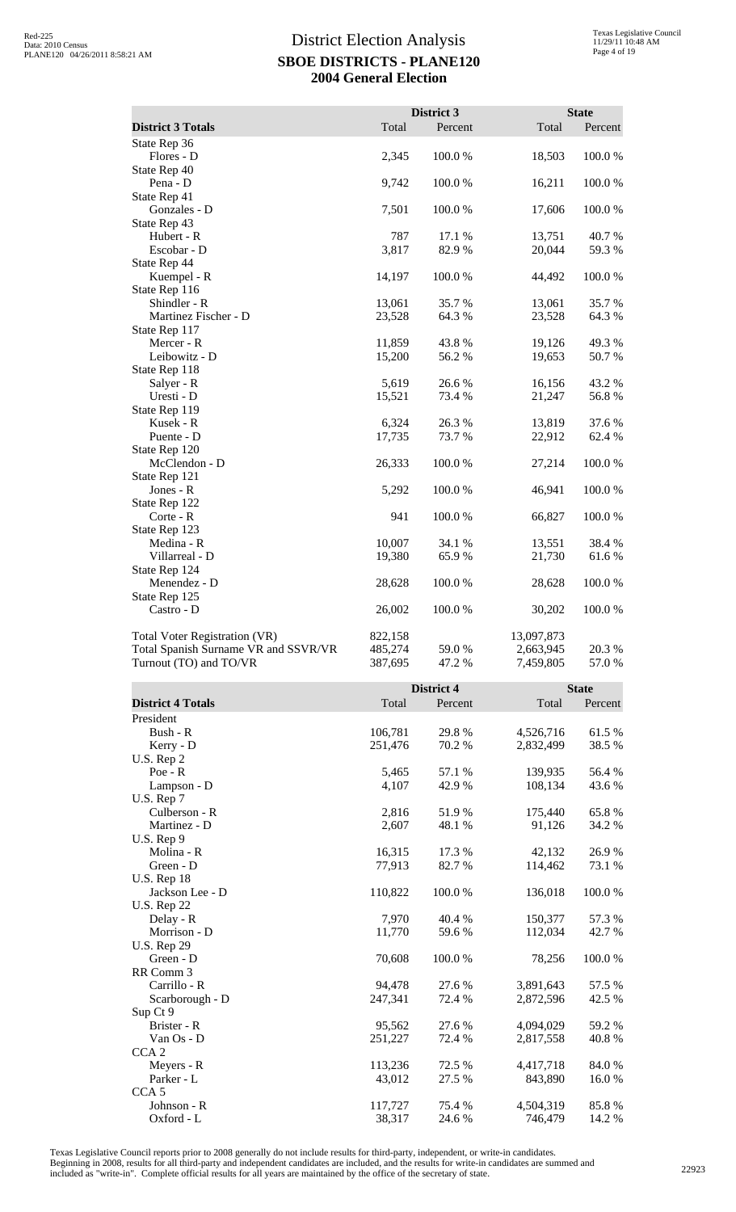# District Election Analysis

## SBOE DISTRICTS - PLANE120

## 2004 General Election

| District 3 Totals | District 3 Total | District 3 Percent | State Total | State Percent |
|---|---|---|---|---|
| State Rep 36 | | | | |
| Flores - D | 2,345 | 100.0 % | 18,503 | 100.0 % |
| State Rep 40 | | | | |
| Pena - D | 9,742 | 100.0 % | 16,211 | 100.0 % |
| State Rep 41 | | | | |
| Gonzales - D | 7,501 | 100.0 % | 17,606 | 100.0 % |
| State Rep 43 | | | | |
| Hubert - R | 787 | 17.1 % | 13,751 | 40.7 % |
| Escobar - D | 3,817 | 82.9 % | 20,044 | 59.3 % |
| State Rep 44 | | | | |
| Kuempel - R | 14,197 | 100.0 % | 44,492 | 100.0 % |
| State Rep 116 | | | | |
| Shindler - R | 13,061 | 35.7 % | 13,061 | 35.7 % |
| Martinez Fischer - D | 23,528 | 64.3 % | 23,528 | 64.3 % |
| State Rep 117 | | | | |
| Mercer - R | 11,859 | 43.8 % | 19,126 | 49.3 % |
| Leibowitz - D | 15,200 | 56.2 % | 19,653 | 50.7 % |
| State Rep 118 | | | | |
| Salyer - R | 5,619 | 26.6 % | 16,156 | 43.2 % |
| Uresti - D | 15,521 | 73.4 % | 21,247 | 56.8 % |
| State Rep 119 | | | | |
| Kusek - R | 6,324 | 26.3 % | 13,819 | 37.6 % |
| Puente - D | 17,735 | 73.7 % | 22,912 | 62.4 % |
| State Rep 120 | | | | |
| McClendon - D | 26,333 | 100.0 % | 27,214 | 100.0 % |
| State Rep 121 | | | | |
| Jones - R | 5,292 | 100.0 % | 46,941 | 100.0 % |
| State Rep 122 | | | | |
| Corte - R | 941 | 100.0 % | 66,827 | 100.0 % |
| State Rep 123 | | | | |
| Medina - R | 10,007 | 34.1 % | 13,551 | 38.4 % |
| Villarreal - D | 19,380 | 65.9 % | 21,730 | 61.6 % |
| State Rep 124 | | | | |
| Menendez - D | 28,628 | 100.0 % | 28,628 | 100.0 % |
| State Rep 125 | | | | |
| Castro - D | 26,002 | 100.0 % | 30,202 | 100.0 % |
| Total Voter Registration (VR) | 822,158 | | 13,097,873 | |
| Total Spanish Surname VR and SSVR/VR | 485,274 | 59.0 % | 2,663,945 | 20.3 % |
| Turnout (TO) and TO/VR | 387,695 | 47.2 % | 7,459,805 | 57.0 % |

| District 4 Totals | District 4 Total | District 4 Percent | State Total | State Percent |
|---|---|---|---|---|
| President | | | | |
| Bush - R | 106,781 | 29.8 % | 4,526,716 | 61.5 % |
| Kerry - D | 251,476 | 70.2 % | 2,832,499 | 38.5 % |
| U.S. Rep 2 | | | | |
| Poe - R | 5,465 | 57.1 % | 139,935 | 56.4 % |
| Lampson - D | 4,107 | 42.9 % | 108,134 | 43.6 % |
| U.S. Rep 7 | | | | |
| Culberson - R | 2,816 | 51.9 % | 175,440 | 65.8 % |
| Martinez - D | 2,607 | 48.1 % | 91,126 | 34.2 % |
| U.S. Rep 9 | | | | |
| Molina - R | 16,315 | 17.3 % | 42,132 | 26.9 % |
| Green - D | 77,913 | 82.7 % | 114,462 | 73.1 % |
| U.S. Rep 18 | | | | |
| Jackson Lee - D | 110,822 | 100.0 % | 136,018 | 100.0 % |
| U.S. Rep 22 | | | | |
| Delay - R | 7,970 | 40.4 % | 150,377 | 57.3 % |
| Morrison - D | 11,770 | 59.6 % | 112,034 | 42.7 % |
| U.S. Rep 29 | | | | |
| Green - D | 70,608 | 100.0 % | 78,256 | 100.0 % |
| RR Comm 3 | | | | |
| Carrillo - R | 94,478 | 27.6 % | 3,891,643 | 57.5 % |
| Scarborough - D | 247,341 | 72.4 % | 2,872,596 | 42.5 % |
| Sup Ct 9 | | | | |
| Brister - R | 95,562 | 27.6 % | 4,094,029 | 59.2 % |
| Van Os - D | 251,227 | 72.4 % | 2,817,558 | 40.8 % |
| CCA 2 | | | | |
| Meyers - R | 113,236 | 72.5 % | 4,417,718 | 84.0 % |
| Parker - L | 43,012 | 27.5 % | 843,890 | 16.0 % |
| CCA 5 | | | | |
| Johnson - R | 117,727 | 75.4 % | 4,504,319 | 85.8 % |
| Oxford - L | 38,317 | 24.6 % | 746,479 | 14.2 % |

Texas Legislative Council reports prior to 2008 generally do not include results for third-party, independent, or write-in candidates. Beginning in 2008, results for all third-party and independent candidates are included, and the results for write-in candidates are summed and included as "write-in". Complete official results for all years are maintained by the office of the secretary of state.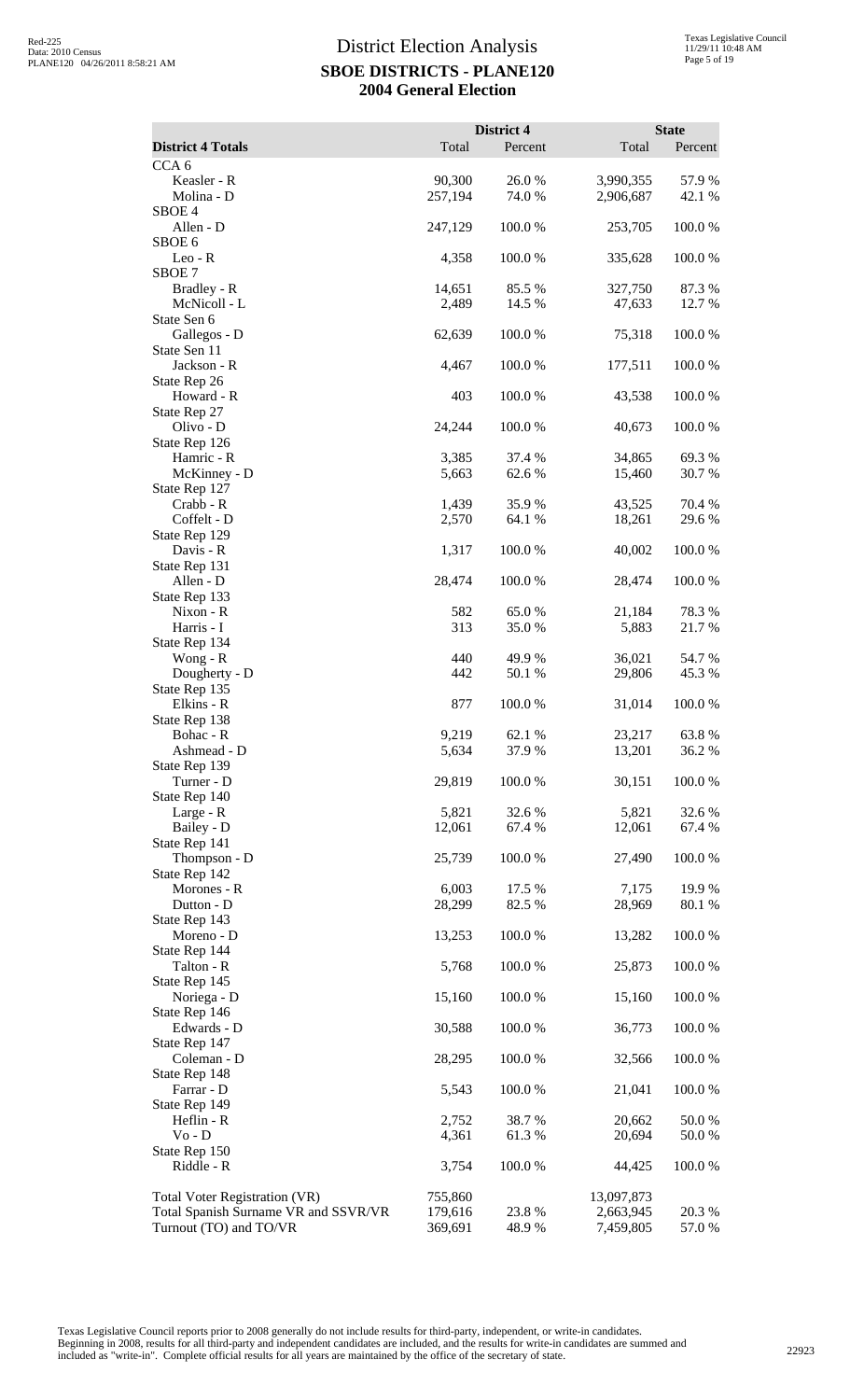# District Election Analysis

## SBOE DISTRICTS - PLANE120

## 2004 General Election

| District 4 Totals | District 4 Total | District 4 Percent | State Total | State Percent |
|---|---|---|---|---|
| CCA 6 | | | | |
| Keasler - R | 90,300 | 26.0 % | 3,990,355 | 57.9 % |
| Molina - D | 257,194 | 74.0 % | 2,906,687 | 42.1 % |
| SBOE 4 | | | | |
| Allen - D | 247,129 | 100.0 % | 253,705 | 100.0 % |
| SBOE 6 | | | | |
| Leo - R | 4,358 | 100.0 % | 335,628 | 100.0 % |
| SBOE 7 | | | | |
| Bradley - R | 14,651 | 85.5 % | 327,750 | 87.3 % |
| McNicoll - L | 2,489 | 14.5 % | 47,633 | 12.7 % |
| State Sen 6 | | | | |
| Gallegos - D | 62,639 | 100.0 % | 75,318 | 100.0 % |
| State Sen 11 | | | | |
| Jackson - R | 4,467 | 100.0 % | 177,511 | 100.0 % |
| State Rep 26 | | | | |
| Howard - R | 403 | 100.0 % | 43,538 | 100.0 % |
| State Rep 27 | | | | |
| Olivo - D | 24,244 | 100.0 % | 40,673 | 100.0 % |
| State Rep 126 | | | | |
| Hamric - R | 3,385 | 37.4 % | 34,865 | 69.3 % |
| McKinney - D | 5,663 | 62.6 % | 15,460 | 30.7 % |
| State Rep 127 | | | | |
| Crabb - R | 1,439 | 35.9 % | 43,525 | 70.4 % |
| Coffelt - D | 2,570 | 64.1 % | 18,261 | 29.6 % |
| State Rep 129 | | | | |
| Davis - R | 1,317 | 100.0 % | 40,002 | 100.0 % |
| State Rep 131 | | | | |
| Allen - D | 28,474 | 100.0 % | 28,474 | 100.0 % |
| State Rep 133 | | | | |
| Nixon - R | 582 | 65.0 % | 21,184 | 78.3 % |
| Harris - I | 313 | 35.0 % | 5,883 | 21.7 % |
| State Rep 134 | | | | |
| Wong - R | 440 | 49.9 % | 36,021 | 54.7 % |
| Dougherty - D | 442 | 50.1 % | 29,806 | 45.3 % |
| State Rep 135 | | | | |
| Elkins - R | 877 | 100.0 % | 31,014 | 100.0 % |
| State Rep 138 | | | | |
| Bohac - R | 9,219 | 62.1 % | 23,217 | 63.8 % |
| Ashmead - D | 5,634 | 37.9 % | 13,201 | 36.2 % |
| State Rep 139 | | | | |
| Turner - D | 29,819 | 100.0 % | 30,151 | 100.0 % |
| State Rep 140 | | | | |
| Large - R | 5,821 | 32.6 % | 5,821 | 32.6 % |
| Bailey - D | 12,061 | 67.4 % | 12,061 | 67.4 % |
| State Rep 141 | | | | |
| Thompson - D | 25,739 | 100.0 % | 27,490 | 100.0 % |
| State Rep 142 | | | | |
| Morones - R | 6,003 | 17.5 % | 7,175 | 19.9 % |
| Dutton - D | 28,299 | 82.5 % | 28,969 | 80.1 % |
| State Rep 143 | | | | |
| Moreno - D | 13,253 | 100.0 % | 13,282 | 100.0 % |
| State Rep 144 | | | | |
| Talton - R | 5,768 | 100.0 % | 25,873 | 100.0 % |
| State Rep 145 | | | | |
| Noriega - D | 15,160 | 100.0 % | 15,160 | 100.0 % |
| State Rep 146 | | | | |
| Edwards - D | 30,588 | 100.0 % | 36,773 | 100.0 % |
| State Rep 147 | | | | |
| Coleman - D | 28,295 | 100.0 % | 32,566 | 100.0 % |
| State Rep 148 | | | | |
| Farrar - D | 5,543 | 100.0 % | 21,041 | 100.0 % |
| State Rep 149 | | | | |
| Heflin - R | 2,752 | 38.7 % | 20,662 | 50.0 % |
| Vo - D | 4,361 | 61.3 % | 20,694 | 50.0 % |
| State Rep 150 | | | | |
| Riddle - R | 3,754 | 100.0 % | 44,425 | 100.0 % |
| | | | | |
| Total Voter Registration (VR) | 755,860 | | 13,097,873 | |
| Total Spanish Surname VR and SSVR/VR | 179,616 | 23.8 % | 2,663,945 | 20.3 % |
| Turnout (TO) and TO/VR | 369,691 | 48.9 % | 7,459,805 | 57.0 % |

Texas Legislative Council reports prior to 2008 generally do not include results for third-party, independent, or write-in candidates. Beginning in 2008, results for all third-party and independent candidates are included, and the results for write-in candidates are summed and included as "write-in". Complete official results for all years are maintained by the office of the secretary of state.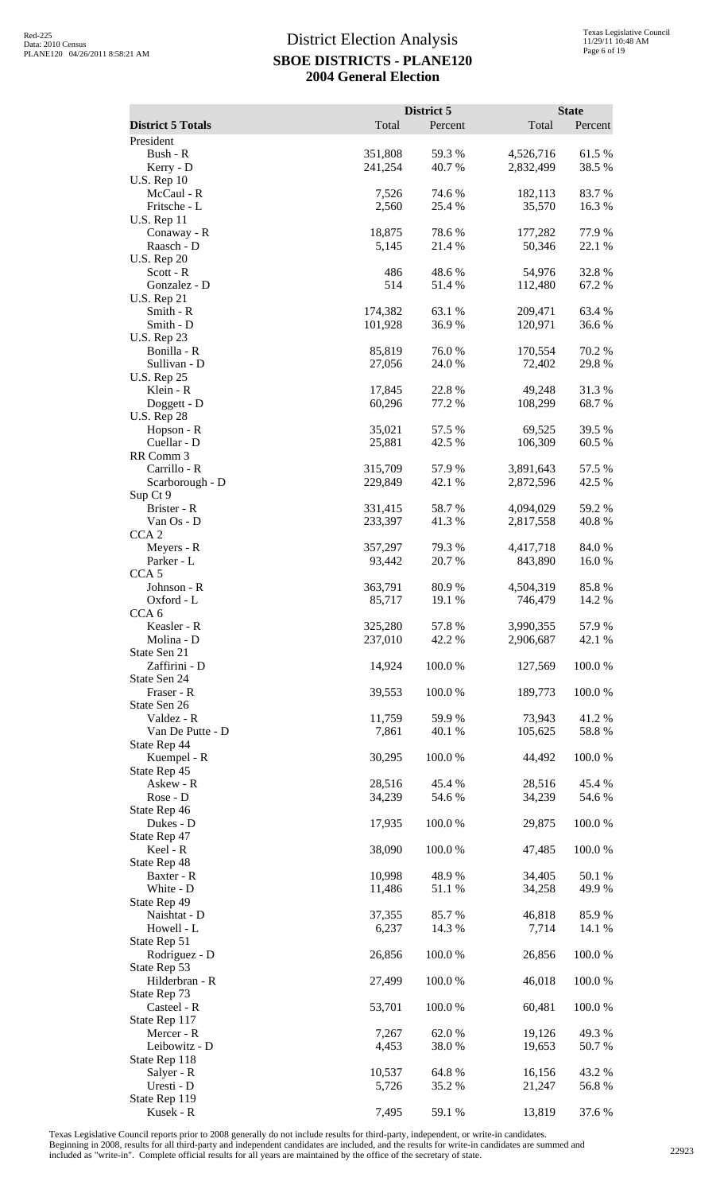# District Election Analysis

## SBOE DISTRICTS - PLANE120

## 2004 General Election

| District 5 Totals | District 5 Total | District 5 Percent | State Total | State Percent |
|---|---|---|---|---|
| President | | | | |
| Bush - R | 351,808 | 59.3 % | 4,526,716 | 61.5 % |
| Kerry - D | 241,254 | 40.7 % | 2,832,499 | 38.5 % |
| U.S. Rep 10 | | | | |
| McCaul - R | 7,526 | 74.6 % | 182,113 | 83.7 % |
| Fritsche - L | 2,560 | 25.4 % | 35,570 | 16.3 % |
| U.S. Rep 11 | | | | |
| Conaway - R | 18,875 | 78.6 % | 177,282 | 77.9 % |
| Raasch - D | 5,145 | 21.4 % | 50,346 | 22.1 % |
| U.S. Rep 20 | | | | |
| Scott - R | 486 | 48.6 % | 54,976 | 32.8 % |
| Gonzalez - D | 514 | 51.4 % | 112,480 | 67.2 % |
| U.S. Rep 21 | | | | |
| Smith - R | 174,382 | 63.1 % | 209,471 | 63.4 % |
| Smith - D | 101,928 | 36.9 % | 120,971 | 36.6 % |
| U.S. Rep 23 | | | | |
| Bonilla - R | 85,819 | 76.0 % | 170,554 | 70.2 % |
| Sullivan - D | 27,056 | 24.0 % | 72,402 | 29.8 % |
| U.S. Rep 25 | | | | |
| Klein - R | 17,845 | 22.8 % | 49,248 | 31.3 % |
| Doggett - D | 60,296 | 77.2 % | 108,299 | 68.7 % |
| U.S. Rep 28 | | | | |
| Hopson - R | 35,021 | 57.5 % | 69,525 | 39.5 % |
| Cuellar - D | 25,881 | 42.5 % | 106,309 | 60.5 % |
| RR Comm 3 | | | | |
| Carrillo - R | 315,709 | 57.9 % | 3,891,643 | 57.5 % |
| Scarborough - D | 229,849 | 42.1 % | 2,872,596 | 42.5 % |
| Sup Ct 9 | | | | |
| Brister - R | 331,415 | 58.7 % | 4,094,029 | 59.2 % |
| Van Os - D | 233,397 | 41.3 % | 2,817,558 | 40.8 % |
| CCA 2 | | | | |
| Meyers - R | 357,297 | 79.3 % | 4,417,718 | 84.0 % |
| Parker - L | 93,442 | 20.7 % | 843,890 | 16.0 % |
| CCA 5 | | | | |
| Johnson - R | 363,791 | 80.9 % | 4,504,319 | 85.8 % |
| Oxford - L | 85,717 | 19.1 % | 746,479 | 14.2 % |
| CCA 6 | | | | |
| Keasler - R | 325,280 | 57.8 % | 3,990,355 | 57.9 % |
| Molina - D | 237,010 | 42.2 % | 2,906,687 | 42.1 % |
| State Sen 21 | | | | |
| Zaffirini - D | 14,924 | 100.0 % | 127,569 | 100.0 % |
| State Sen 24 | | | | |
| Fraser - R | 39,553 | 100.0 % | 189,773 | 100.0 % |
| State Sen 26 | | | | |
| Valdez - R | 11,759 | 59.9 % | 73,943 | 41.2 % |
| Van De Putte - D | 7,861 | 40.1 % | 105,625 | 58.8 % |
| State Rep 44 | | | | |
| Kuempel - R | 30,295 | 100.0 % | 44,492 | 100.0 % |
| State Rep 45 | | | | |
| Askew - R | 28,516 | 45.4 % | 28,516 | 45.4 % |
| Rose - D | 34,239 | 54.6 % | 34,239 | 54.6 % |
| State Rep 46 | | | | |
| Dukes - D | 17,935 | 100.0 % | 29,875 | 100.0 % |
| State Rep 47 | | | | |
| Keel - R | 38,090 | 100.0 % | 47,485 | 100.0 % |
| State Rep 48 | | | | |
| Baxter - R | 10,998 | 48.9 % | 34,405 | 50.1 % |
| White - D | 11,486 | 51.1 % | 34,258 | 49.9 % |
| State Rep 49 | | | | |
| Naishtat - D | 37,355 | 85.7 % | 46,818 | 85.9 % |
| Howell - L | 6,237 | 14.3 % | 7,714 | 14.1 % |
| State Rep 51 | | | | |
| Rodriguez - D | 26,856 | 100.0 % | 26,856 | 100.0 % |
| State Rep 53 | | | | |
| Hilderbran - R | 27,499 | 100.0 % | 46,018 | 100.0 % |
| State Rep 73 | | | | |
| Casteel - R | 53,701 | 100.0 % | 60,481 | 100.0 % |
| State Rep 117 | | | | |
| Mercer - R | 7,267 | 62.0 % | 19,126 | 49.3 % |
| Leibowitz - D | 4,453 | 38.0 % | 19,653 | 50.7 % |
| State Rep 118 | | | | |
| Salyer - R | 10,537 | 64.8 % | 16,156 | 43.2 % |
| Uresti - D | 5,726 | 35.2 % | 21,247 | 56.8 % |
| State Rep 119 | | | | |
| Kusek - R | 7,495 | 59.1 % | 13,819 | 37.6 % |

Texas Legislative Council reports prior to 2008 generally do not include results for third-party, independent, or write-in candidates. Beginning in 2008, results for all third-party and independent candidates are included, and the results for write-in candidates are summed and included as "write-in". Complete official results for all years are maintained by the office of the secretary of state.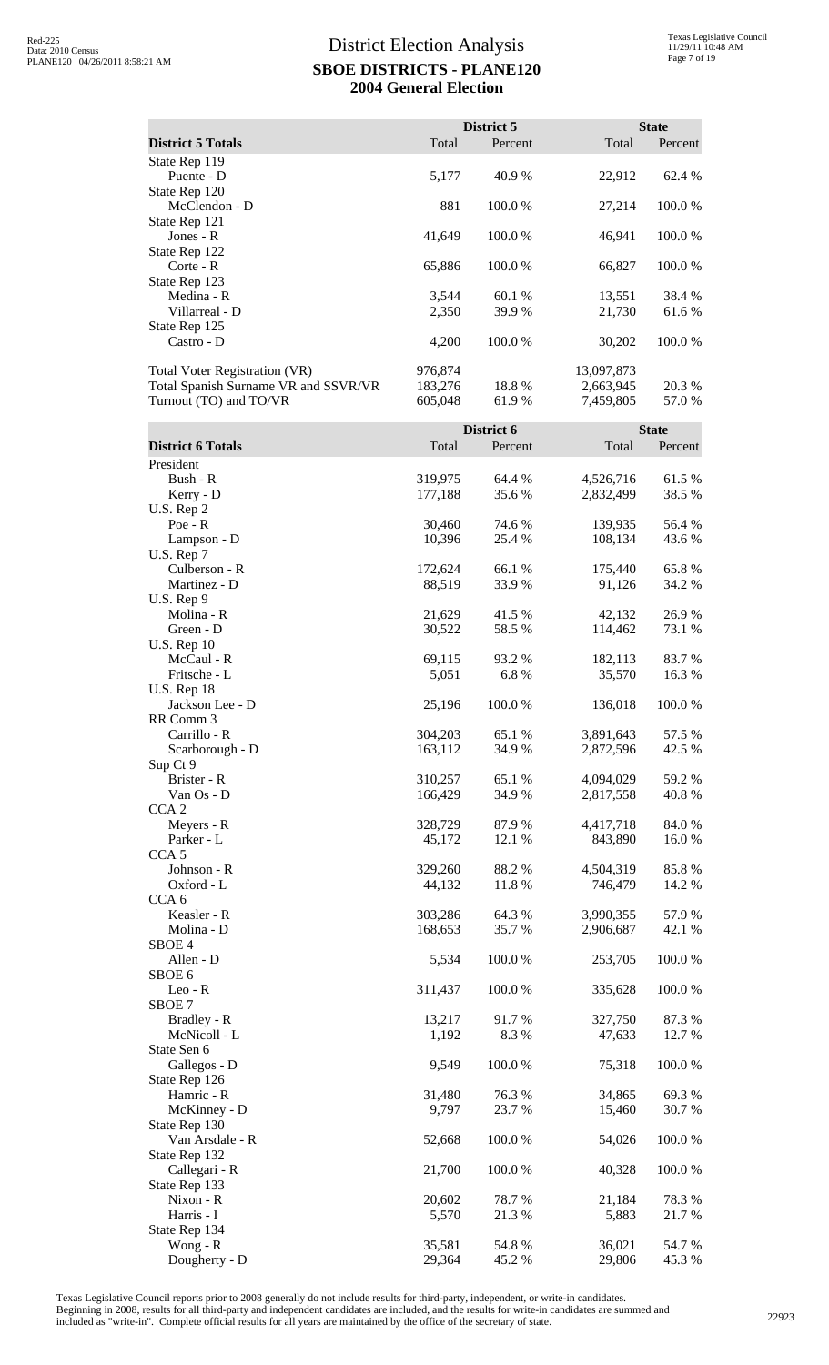# District Election Analysis
## SBOE DISTRICTS - PLANE120
## 2004 General Election

| District 5 Totals | District 5 Total | District 5 Percent | State Total | State Percent |
|---|---|---|---|---|
| State Rep 119 | | | | |
| Puente - D | 5,177 | 40.9 % | 22,912 | 62.4 % |
| State Rep 120 | | | | |
| McClendon - D | 881 | 100.0 % | 27,214 | 100.0 % |
| State Rep 121 | | | | |
| Jones - R | 41,649 | 100.0 % | 46,941 | 100.0 % |
| State Rep 122 | | | | |
| Corte - R | 65,886 | 100.0 % | 66,827 | 100.0 % |
| State Rep 123 | | | | |
| Medina - R | 3,544 | 60.1 % | 13,551 | 38.4 % |
| Villarreal - D | 2,350 | 39.9 % | 21,730 | 61.6 % |
| State Rep 125 | | | | |
| Castro - D | 4,200 | 100.0 % | 30,202 | 100.0 % |
| Total Voter Registration (VR) | 976,874 | | 13,097,873 | |
| Total Spanish Surname VR and SSVR/VR | 183,276 | 18.8 % | 2,663,945 | 20.3 % |
| Turnout (TO) and TO/VR | 605,048 | 61.9 % | 7,459,805 | 57.0 % |

| District 6 Totals | District 6 Total | District 6 Percent | State Total | State Percent |
|---|---|---|---|---|
| President | | | | |
| Bush - R | 319,975 | 64.4 % | 4,526,716 | 61.5 % |
| Kerry - D | 177,188 | 35.6 % | 2,832,499 | 38.5 % |
| U.S. Rep 2 | | | | |
| Poe - R | 30,460 | 74.6 % | 139,935 | 56.4 % |
| Lampson - D | 10,396 | 25.4 % | 108,134 | 43.6 % |
| U.S. Rep 7 | | | | |
| Culberson - R | 172,624 | 66.1 % | 175,440 | 65.8 % |
| Martinez - D | 88,519 | 33.9 % | 91,126 | 34.2 % |
| U.S. Rep 9 | | | | |
| Molina - R | 21,629 | 41.5 % | 42,132 | 26.9 % |
| Green - D | 30,522 | 58.5 % | 114,462 | 73.1 % |
| U.S. Rep 10 | | | | |
| McCaul - R | 69,115 | 93.2 % | 182,113 | 83.7 % |
| Fritsche - L | 5,051 | 6.8 % | 35,570 | 16.3 % |
| U.S. Rep 18 | | | | |
| Jackson Lee - D | 25,196 | 100.0 % | 136,018 | 100.0 % |
| RR Comm 3 | | | | |
| Carrillo - R | 304,203 | 65.1 % | 3,891,643 | 57.5 % |
| Scarborough - D | 163,112 | 34.9 % | 2,872,596 | 42.5 % |
| Sup Ct 9 | | | | |
| Brister - R | 310,257 | 65.1 % | 4,094,029 | 59.2 % |
| Van Os - D | 166,429 | 34.9 % | 2,817,558 | 40.8 % |
| CCA 2 | | | | |
| Meyers - R | 328,729 | 87.9 % | 4,417,718 | 84.0 % |
| Parker - L | 45,172 | 12.1 % | 843,890 | 16.0 % |
| CCA 5 | | | | |
| Johnson - R | 329,260 | 88.2 % | 4,504,319 | 85.8 % |
| Oxford - L | 44,132 | 11.8 % | 746,479 | 14.2 % |
| CCA 6 | | | | |
| Keasler - R | 303,286 | 64.3 % | 3,990,355 | 57.9 % |
| Molina - D | 168,653 | 35.7 % | 2,906,687 | 42.1 % |
| SBOE 4 | | | | |
| Allen - D | 5,534 | 100.0 % | 253,705 | 100.0 % |
| SBOE 6 | | | | |
| Leo - R | 311,437 | 100.0 % | 335,628 | 100.0 % |
| SBOE 7 | | | | |
| Bradley - R | 13,217 | 91.7 % | 327,750 | 87.3 % |
| McNicoll - L | 1,192 | 8.3 % | 47,633 | 12.7 % |
| State Sen 6 | | | | |
| Gallegos - D | 9,549 | 100.0 % | 75,318 | 100.0 % |
| State Rep 126 | | | | |
| Hamric - R | 31,480 | 76.3 % | 34,865 | 69.3 % |
| McKinney - D | 9,797 | 23.7 % | 15,460 | 30.7 % |
| State Rep 130 | | | | |
| Van Arsdale - R | 52,668 | 100.0 % | 54,026 | 100.0 % |
| State Rep 132 | | | | |
| Callegari - R | 21,700 | 100.0 % | 40,328 | 100.0 % |
| State Rep 133 | | | | |
| Nixon - R | 20,602 | 78.7 % | 21,184 | 78.3 % |
| Harris - I | 5,570 | 21.3 % | 5,883 | 21.7 % |
| State Rep 134 | | | | |
| Wong - R | 35,581 | 54.8 % | 36,021 | 54.7 % |
| Dougherty - D | 29,364 | 45.2 % | 29,806 | 45.3 % |

Texas Legislative Council reports prior to 2008 generally do not include results for third-party, independent, or write-in candidates. Beginning in 2008, results for all third-party and independent candidates are included, and the results for write-in candidates are summed and included as "write-in". Complete official results for all years are maintained by the office of the secretary of state.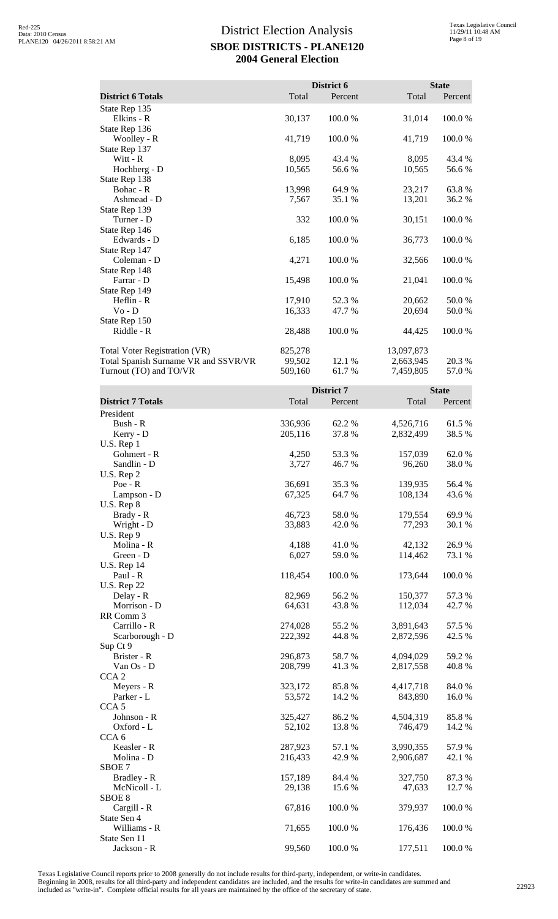# District Election Analysis

## SBOE DISTRICTS - PLANE120

## 2004 General Election

| District 6 Totals | District 6 Total | District 6 Percent | State Total | State Percent |
|---|---|---|---|---|
| State Rep 135 | | | | |
| Elkins - R | 30,137 | 100.0 % | 31,014 | 100.0 % |
| State Rep 136 | | | | |
| Woolley - R | 41,719 | 100.0 % | 41,719 | 100.0 % |
| State Rep 137 | | | | |
| Witt - R | 8,095 | 43.4 % | 8,095 | 43.4 % |
| Hochberg - D | 10,565 | 56.6 % | 10,565 | 56.6 % |
| State Rep 138 | | | | |
| Bohac - R | 13,998 | 64.9 % | 23,217 | 63.8 % |
| Ashmead - D | 7,567 | 35.1 % | 13,201 | 36.2 % |
| State Rep 139 | | | | |
| Turner - D | 332 | 100.0 % | 30,151 | 100.0 % |
| State Rep 146 | | | | |
| Edwards - D | 6,185 | 100.0 % | 36,773 | 100.0 % |
| State Rep 147 | | | | |
| Coleman - D | 4,271 | 100.0 % | 32,566 | 100.0 % |
| State Rep 148 | | | | |
| Farrar - D | 15,498 | 100.0 % | 21,041 | 100.0 % |
| State Rep 149 | | | | |
| Heflin - R | 17,910 | 52.3 % | 20,662 | 50.0 % |
| Vo - D | 16,333 | 47.7 % | 20,694 | 50.0 % |
| State Rep 150 | | | | |
| Riddle - R | 28,488 | 100.0 % | 44,425 | 100.0 % |
| Total Voter Registration (VR) | 825,278 | | 13,097,873 | |
| Total Spanish Surname VR and SSVR/VR | 99,502 | 12.1 % | 2,663,945 | 20.3 % |
| Turnout (TO) and TO/VR | 509,160 | 61.7 % | 7,459,805 | 57.0 % |

| District 7 Totals | District 7 Total | District 7 Percent | State Total | State Percent |
|---|---|---|---|---|
| President | | | | |
| Bush - R | 336,936 | 62.2 % | 4,526,716 | 61.5 % |
| Kerry - D | 205,116 | 37.8 % | 2,832,499 | 38.5 % |
| U.S. Rep 1 | | | | |
| Gohmert - R | 4,250 | 53.3 % | 157,039 | 62.0 % |
| Sandlin - D | 3,727 | 46.7 % | 96,260 | 38.0 % |
| U.S. Rep 2 | | | | |
| Poe - R | 36,691 | 35.3 % | 139,935 | 56.4 % |
| Lampson - D | 67,325 | 64.7 % | 108,134 | 43.6 % |
| U.S. Rep 8 | | | | |
| Brady - R | 46,723 | 58.0 % | 179,554 | 69.9 % |
| Wright - D | 33,883 | 42.0 % | 77,293 | 30.1 % |
| U.S. Rep 9 | | | | |
| Molina - R | 4,188 | 41.0 % | 42,132 | 26.9 % |
| Green - D | 6,027 | 59.0 % | 114,462 | 73.1 % |
| U.S. Rep 14 | | | | |
| Paul - R | 118,454 | 100.0 % | 173,644 | 100.0 % |
| U.S. Rep 22 | | | | |
| Delay - R | 82,969 | 56.2 % | 150,377 | 57.3 % |
| Morrison - D | 64,631 | 43.8 % | 112,034 | 42.7 % |
| RR Comm 3 | | | | |
| Carrillo - R | 274,028 | 55.2 % | 3,891,643 | 57.5 % |
| Scarborough - D | 222,392 | 44.8 % | 2,872,596 | 42.5 % |
| Sup Ct 9 | | | | |
| Brister - R | 296,873 | 58.7 % | 4,094,029 | 59.2 % |
| Van Os - D | 208,799 | 41.3 % | 2,817,558 | 40.8 % |
| CCA 2 | | | | |
| Meyers - R | 323,172 | 85.8 % | 4,417,718 | 84.0 % |
| Parker - L | 53,572 | 14.2 % | 843,890 | 16.0 % |
| CCA 5 | | | | |
| Johnson - R | 325,427 | 86.2 % | 4,504,319 | 85.8 % |
| Oxford - L | 52,102 | 13.8 % | 746,479 | 14.2 % |
| CCA 6 | | | | |
| Keasler - R | 287,923 | 57.1 % | 3,990,355 | 57.9 % |
| Molina - D | 216,433 | 42.9 % | 2,906,687 | 42.1 % |
| SBOE 7 | | | | |
| Bradley - R | 157,189 | 84.4 % | 327,750 | 87.3 % |
| McNicoll - L | 29,138 | 15.6 % | 47,633 | 12.7 % |
| SBOE 8 | | | | |
| Cargill - R | 67,816 | 100.0 % | 379,937 | 100.0 % |
| State Sen 4 | | | | |
| Williams - R | 71,655 | 100.0 % | 176,436 | 100.0 % |
| State Sen 11 | | | | |
| Jackson - R | 99,560 | 100.0 % | 177,511 | 100.0 % |

Texas Legislative Council reports prior to 2008 generally do not include results for third-party, independent, or write-in candidates. Beginning in 2008, results for all third-party and independent candidates are included, and the results for write-in candidates are summed and included as "write-in". Complete official results for all years are maintained by the office of the secretary of state.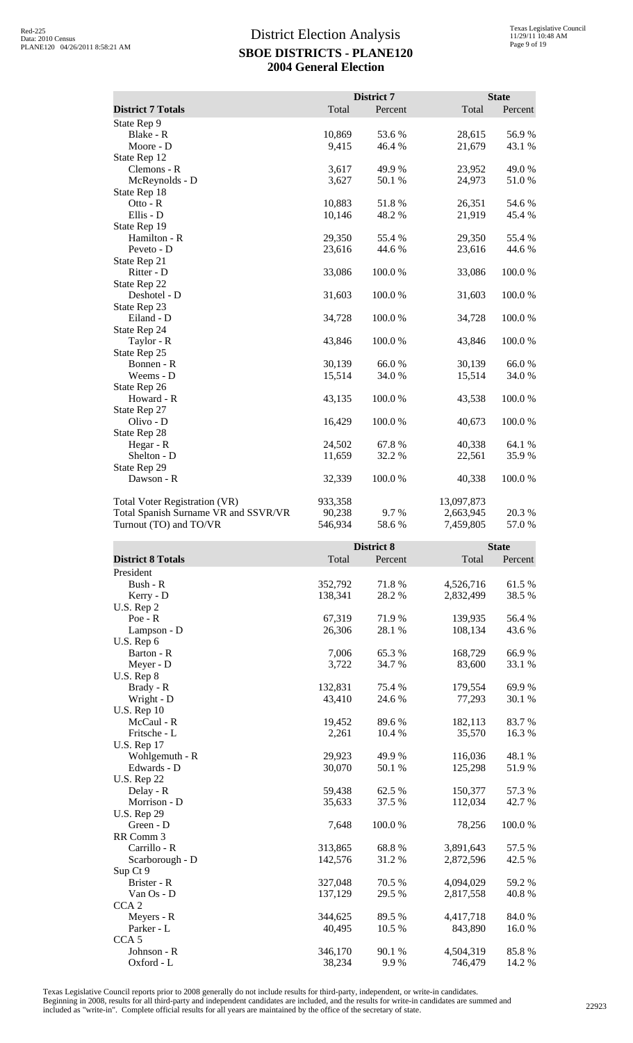# District Election Analysis
## SBOE DISTRICTS - PLANE120
## 2004 General Election

| District 7 Totals | District 7 Total | District 7 Percent | State Total | State Percent |
|---|---|---|---|---|
| State Rep 9 | | | | |
| Blake - R | 10,869 | 53.6 % | 28,615 | 56.9 % |
| Moore - D | 9,415 | 46.4 % | 21,679 | 43.1 % |
| State Rep 12 | | | | |
| Clemons - R | 3,617 | 49.9 % | 23,952 | 49.0 % |
| McReynolds - D | 3,627 | 50.1 % | 24,973 | 51.0 % |
| State Rep 18 | | | | |
| Otto - R | 10,883 | 51.8 % | 26,351 | 54.6 % |
| Ellis - D | 10,146 | 48.2 % | 21,919 | 45.4 % |
| State Rep 19 | | | | |
| Hamilton - R | 29,350 | 55.4 % | 29,350 | 55.4 % |
| Peveto - D | 23,616 | 44.6 % | 23,616 | 44.6 % |
| State Rep 21 | | | | |
| Ritter - D | 33,086 | 100.0 % | 33,086 | 100.0 % |
| State Rep 22 | | | | |
| Deshotel - D | 31,603 | 100.0 % | 31,603 | 100.0 % |
| State Rep 23 | | | | |
| Eiland - D | 34,728 | 100.0 % | 34,728 | 100.0 % |
| State Rep 24 | | | | |
| Taylor - R | 43,846 | 100.0 % | 43,846 | 100.0 % |
| State Rep 25 | | | | |
| Bonnen - R | 30,139 | 66.0 % | 30,139 | 66.0 % |
| Weems - D | 15,514 | 34.0 % | 15,514 | 34.0 % |
| State Rep 26 | | | | |
| Howard - R | 43,135 | 100.0 % | 43,538 | 100.0 % |
| State Rep 27 | | | | |
| Olivo - D | 16,429 | 100.0 % | 40,673 | 100.0 % |
| State Rep 28 | | | | |
| Hegar - R | 24,502 | 67.8 % | 40,338 | 64.1 % |
| Shelton - D | 11,659 | 32.2 % | 22,561 | 35.9 % |
| State Rep 29 | | | | |
| Dawson - R | 32,339 | 100.0 % | 40,338 | 100.0 % |
| Total Voter Registration (VR) | 933,358 | | 13,097,873 | |
| Total Spanish Surname VR and SSVR/VR | 90,238 | 9.7 % | 2,663,945 | 20.3 % |
| Turnout (TO) and TO/VR | 546,934 | 58.6 % | 7,459,805 | 57.0 % |

| District 8 Totals | District 8 Total | District 8 Percent | State Total | State Percent |
|---|---|---|---|---|
| President | | | | |
| Bush - R | 352,792 | 71.8 % | 4,526,716 | 61.5 % |
| Kerry - D | 138,341 | 28.2 % | 2,832,499 | 38.5 % |
| U.S. Rep 2 | | | | |
| Poe - R | 67,319 | 71.9 % | 139,935 | 56.4 % |
| Lampson - D | 26,306 | 28.1 % | 108,134 | 43.6 % |
| U.S. Rep 6 | | | | |
| Barton - R | 7,006 | 65.3 % | 168,729 | 66.9 % |
| Meyer - D | 3,722 | 34.7 % | 83,600 | 33.1 % |
| U.S. Rep 8 | | | | |
| Brady - R | 132,831 | 75.4 % | 179,554 | 69.9 % |
| Wright - D | 43,410 | 24.6 % | 77,293 | 30.1 % |
| U.S. Rep 10 | | | | |
| McCaul - R | 19,452 | 89.6 % | 182,113 | 83.7 % |
| Fritsche - L | 2,261 | 10.4 % | 35,570 | 16.3 % |
| U.S. Rep 17 | | | | |
| Wohlgemuth - R | 29,923 | 49.9 % | 116,036 | 48.1 % |
| Edwards - D | 30,070 | 50.1 % | 125,298 | 51.9 % |
| U.S. Rep 22 | | | | |
| Delay - R | 59,438 | 62.5 % | 150,377 | 57.3 % |
| Morrison - D | 35,633 | 37.5 % | 112,034 | 42.7 % |
| U.S. Rep 29 | | | | |
| Green - D | 7,648 | 100.0 % | 78,256 | 100.0 % |
| RR Comm 3 | | | | |
| Carrillo - R | 313,865 | 68.8 % | 3,891,643 | 57.5 % |
| Scarborough - D | 142,576 | 31.2 % | 2,872,596 | 42.5 % |
| Sup Ct 9 | | | | |
| Brister - R | 327,048 | 70.5 % | 4,094,029 | 59.2 % |
| Van Os - D | 137,129 | 29.5 % | 2,817,558 | 40.8 % |
| CCA 2 | | | | |
| Meyers - R | 344,625 | 89.5 % | 4,417,718 | 84.0 % |
| Parker - L | 40,495 | 10.5 % | 843,890 | 16.0 % |
| CCA 5 | | | | |
| Johnson - R | 346,170 | 90.1 % | 4,504,319 | 85.8 % |
| Oxford - L | 38,234 | 9.9 % | 746,479 | 14.2 % |

Texas Legislative Council reports prior to 2008 generally do not include results for third-party, independent, or write-in candidates. Beginning in 2008, results for all third-party and independent candidates are included, and the results for write-in candidates are summed and included as "write-in". Complete official results for all years are maintained by the office of the secretary of state.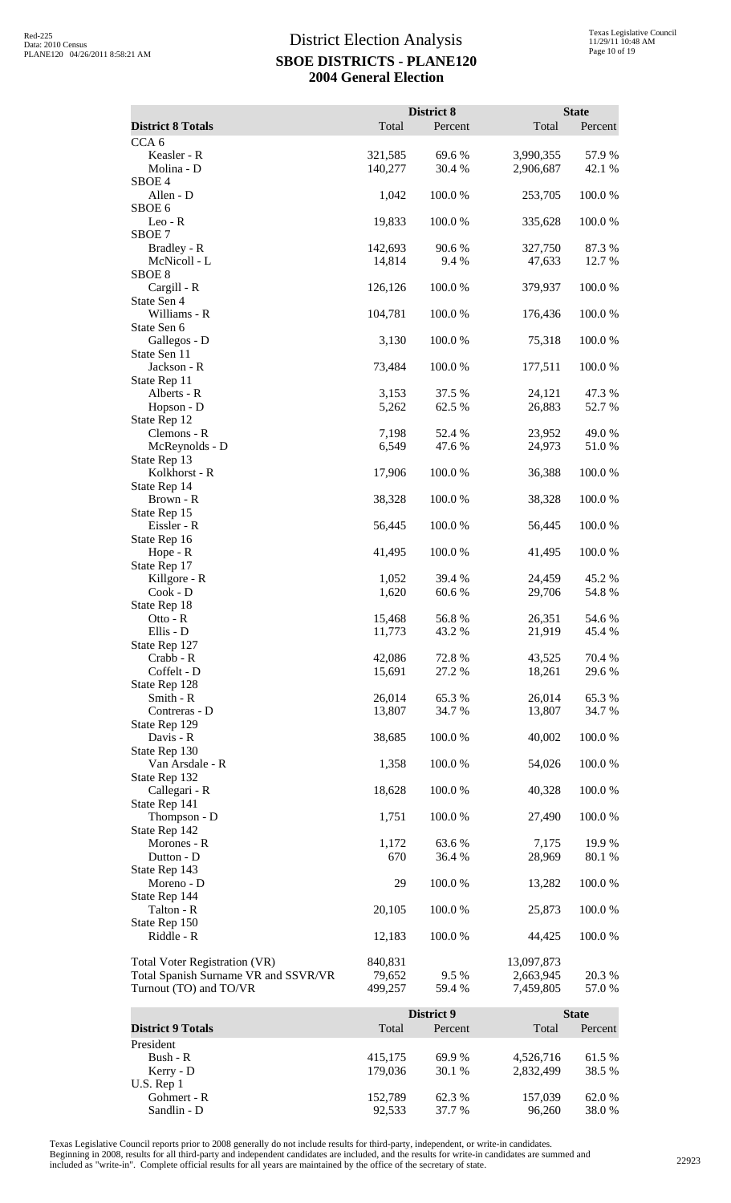# District Election Analysis

## SBOE DISTRICTS - PLANE120

## 2004 General Election

| District 8 Totals | District 8 Total | District 8 Percent | State Total | State Percent |
|---|---|---|---|---|
| CCA 6 | | | | |
| Keasler - R | 321,585 | 69.6 % | 3,990,355 | 57.9 % |
| Molina - D | 140,277 | 30.4 % | 2,906,687 | 42.1 % |
| SBOE 4 | | | | |
| Allen - D | 1,042 | 100.0 % | 253,705 | 100.0 % |
| SBOE 6 | | | | |
| Leo - R | 19,833 | 100.0 % | 335,628 | 100.0 % |
| SBOE 7 | | | | |
| Bradley - R | 142,693 | 90.6 % | 327,750 | 87.3 % |
| McNicoll - L | 14,814 | 9.4 % | 47,633 | 12.7 % |
| SBOE 8 | | | | |
| Cargill - R | 126,126 | 100.0 % | 379,937 | 100.0 % |
| State Sen 4 | | | | |
| Williams - R | 104,781 | 100.0 % | 176,436 | 100.0 % |
| State Sen 6 | | | | |
| Gallegos - D | 3,130 | 100.0 % | 75,318 | 100.0 % |
| State Sen 11 | | | | |
| Jackson - R | 73,484 | 100.0 % | 177,511 | 100.0 % |
| State Rep 11 | | | | |
| Alberts - R | 3,153 | 37.5 % | 24,121 | 47.3 % |
| Hopson - D | 5,262 | 62.5 % | 26,883 | 52.7 % |
| State Rep 12 | | | | |
| Clemons - R | 7,198 | 52.4 % | 23,952 | 49.0 % |
| McReynolds - D | 6,549 | 47.6 % | 24,973 | 51.0 % |
| State Rep 13 | | | | |
| Kolkhorst - R | 17,906 | 100.0 % | 36,388 | 100.0 % |
| State Rep 14 | | | | |
| Brown - R | 38,328 | 100.0 % | 38,328 | 100.0 % |
| State Rep 15 | | | | |
| Eissler - R | 56,445 | 100.0 % | 56,445 | 100.0 % |
| State Rep 16 | | | | |
| Hope - R | 41,495 | 100.0 % | 41,495 | 100.0 % |
| State Rep 17 | | | | |
| Killgore - R | 1,052 | 39.4 % | 24,459 | 45.2 % |
| Cook - D | 1,620 | 60.6 % | 29,706 | 54.8 % |
| State Rep 18 | | | | |
| Otto - R | 15,468 | 56.8 % | 26,351 | 54.6 % |
| Ellis - D | 11,773 | 43.2 % | 21,919 | 45.4 % |
| State Rep 127 | | | | |
| Crabb - R | 42,086 | 72.8 % | 43,525 | 70.4 % |
| Coffelt - D | 15,691 | 27.2 % | 18,261 | 29.6 % |
| State Rep 128 | | | | |
| Smith - R | 26,014 | 65.3 % | 26,014 | 65.3 % |
| Contreras - D | 13,807 | 34.7 % | 13,807 | 34.7 % |
| State Rep 129 | | | | |
| Davis - R | 38,685 | 100.0 % | 40,002 | 100.0 % |
| State Rep 130 | | | | |
| Van Arsdale - R | 1,358 | 100.0 % | 54,026 | 100.0 % |
| State Rep 132 | | | | |
| Callegari - R | 18,628 | 100.0 % | 40,328 | 100.0 % |
| State Rep 141 | | | | |
| Thompson - D | 1,751 | 100.0 % | 27,490 | 100.0 % |
| State Rep 142 | | | | |
| Morones - R | 1,172 | 63.6 % | 7,175 | 19.9 % |
| Dutton - D | 670 | 36.4 % | 28,969 | 80.1 % |
| State Rep 143 | | | | |
| Moreno - D | 29 | 100.0 % | 13,282 | 100.0 % |
| State Rep 144 | | | | |
| Talton - R | 20,105 | 100.0 % | 25,873 | 100.0 % |
| State Rep 150 | | | | |
| Riddle - R | 12,183 | 100.0 % | 44,425 | 100.0 % |
| Total Voter Registration (VR) | 840,831 | | 13,097,873 | |
| Total Spanish Surname VR and SSVR/VR | 79,652 | 9.5 % | 2,663,945 | 20.3 % |
| Turnout (TO) and TO/VR | 499,257 | 59.4 % | 7,459,805 | 57.0 % |

| District 9 Totals | District 9 Total | District 9 Percent | State Total | State Percent |
|---|---|---|---|---|
| President | | | | |
| Bush - R | 415,175 | 69.9 % | 4,526,716 | 61.5 % |
| Kerry - D | 179,036 | 30.1 % | 2,832,499 | 38.5 % |
| U.S. Rep 1 | | | | |
| Gohmert - R | 152,789 | 62.3 % | 157,039 | 62.0 % |
| Sandlin - D | 92,533 | 37.7 % | 96,260 | 38.0 % |

Texas Legislative Council reports prior to 2008 generally do not include results for third-party, independent, or write-in candidates. Beginning in 2008, results for all third-party and independent candidates are included, and the results for write-in candidates are summed and included as "write-in". Complete official results for all years are maintained by the office of the secretary of state.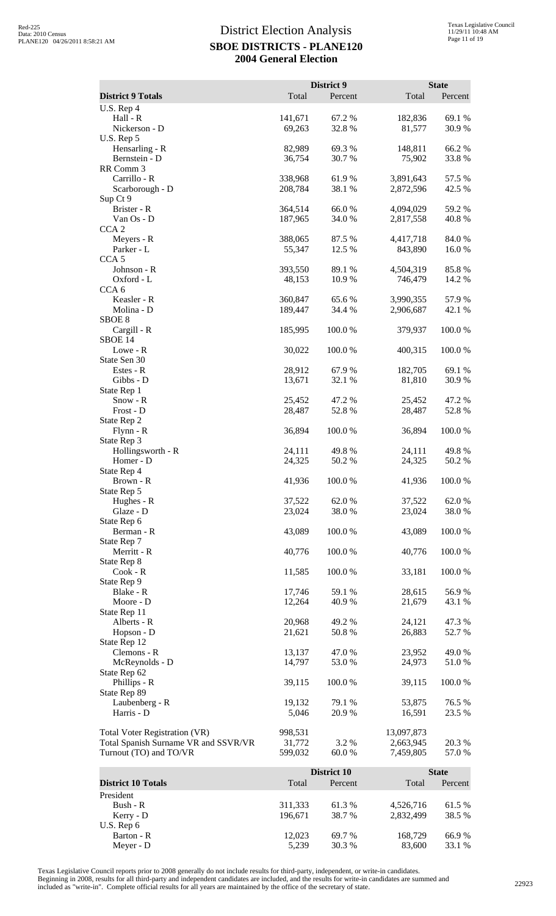# District Election Analysis

## SBOE DISTRICTS - PLANE120

## 2004 General Election

| District 9 Totals | District 9 Total | District 9 Percent | State Total | State Percent |
|---|---|---|---|---|
| U.S. Rep 4 | | | | |
| Hall - R | 141,671 | 67.2 % | 182,836 | 69.1 % |
| Nickerson - D | 69,263 | 32.8 % | 81,577 | 30.9 % |
| U.S. Rep 5 | | | | |
| Hensarling - R | 82,989 | 69.3 % | 148,811 | 66.2 % |
| Bernstein - D | 36,754 | 30.7 % | 75,902 | 33.8 % |
| RR Comm 3 | | | | |
| Carrillo - R | 338,968 | 61.9 % | 3,891,643 | 57.5 % |
| Scarborough - D | 208,784 | 38.1 % | 2,872,596 | 42.5 % |
| Sup Ct 9 | | | | |
| Brister - R | 364,514 | 66.0 % | 4,094,029 | 59.2 % |
| Van Os - D | 187,965 | 34.0 % | 2,817,558 | 40.8 % |
| CCA 2 | | | | |
| Meyers - R | 388,065 | 87.5 % | 4,417,718 | 84.0 % |
| Parker - L | 55,347 | 12.5 % | 843,890 | 16.0 % |
| CCA 5 | | | | |
| Johnson - R | 393,550 | 89.1 % | 4,504,319 | 85.8 % |
| Oxford - L | 48,153 | 10.9 % | 746,479 | 14.2 % |
| CCA 6 | | | | |
| Keasler - R | 360,847 | 65.6 % | 3,990,355 | 57.9 % |
| Molina - D | 189,447 | 34.4 % | 2,906,687 | 42.1 % |
| SBOE 8 | | | | |
| Cargill - R | 185,995 | 100.0 % | 379,937 | 100.0 % |
| SBOE 14 | | | | |
| Lowe - R | 30,022 | 100.0 % | 400,315 | 100.0 % |
| State Sen 30 | | | | |
| Estes - R | 28,912 | 67.9 % | 182,705 | 69.1 % |
| Gibbs - D | 13,671 | 32.1 % | 81,810 | 30.9 % |
| State Rep 1 | | | | |
| Snow - R | 25,452 | 47.2 % | 25,452 | 47.2 % |
| Frost - D | 28,487 | 52.8 % | 28,487 | 52.8 % |
| State Rep 2 | | | | |
| Flynn - R | 36,894 | 100.0 % | 36,894 | 100.0 % |
| State Rep 3 | | | | |
| Hollingsworth - R | 24,111 | 49.8 % | 24,111 | 49.8 % |
| Homer - D | 24,325 | 50.2 % | 24,325 | 50.2 % |
| State Rep 4 | | | | |
| Brown - R | 41,936 | 100.0 % | 41,936 | 100.0 % |
| State Rep 5 | | | | |
| Hughes - R | 37,522 | 62.0 % | 37,522 | 62.0 % |
| Glaze - D | 23,024 | 38.0 % | 23,024 | 38.0 % |
| State Rep 6 | | | | |
| Berman - R | 43,089 | 100.0 % | 43,089 | 100.0 % |
| State Rep 7 | | | | |
| Merritt - R | 40,776 | 100.0 % | 40,776 | 100.0 % |
| State Rep 8 | | | | |
| Cook - R | 11,585 | 100.0 % | 33,181 | 100.0 % |
| State Rep 9 | | | | |
| Blake - R | 17,746 | 59.1 % | 28,615 | 56.9 % |
| Moore - D | 12,264 | 40.9 % | 21,679 | 43.1 % |
| State Rep 11 | | | | |
| Alberts - R | 20,968 | 49.2 % | 24,121 | 47.3 % |
| Hopson - D | 21,621 | 50.8 % | 26,883 | 52.7 % |
| State Rep 12 | | | | |
| Clemons - R | 13,137 | 47.0 % | 23,952 | 49.0 % |
| McReynolds - D | 14,797 | 53.0 % | 24,973 | 51.0 % |
| State Rep 62 | | | | |
| Phillips - R | 39,115 | 100.0 % | 39,115 | 100.0 % |
| State Rep 89 | | | | |
| Laubenberg - R | 19,132 | 79.1 % | 53,875 | 76.5 % |
| Harris - D | 5,046 | 20.9 % | 16,591 | 23.5 % |
| Total Voter Registration (VR) | 998,531 | | 13,097,873 | |
| Total Spanish Surname VR and SSVR/VR | 31,772 | 3.2 % | 2,663,945 | 20.3 % |
| Turnout (TO) and TO/VR | 599,032 | 60.0 % | 7,459,805 | 57.0 % |

| District 10 Totals | District 10 Total | District 10 Percent | State Total | State Percent |
|---|---|---|---|---|
| President | | | | |
| Bush - R | 311,333 | 61.3 % | 4,526,716 | 61.5 % |
| Kerry - D | 196,671 | 38.7 % | 2,832,499 | 38.5 % |
| U.S. Rep 6 | | | | |
| Barton - R | 12,023 | 69.7 % | 168,729 | 66.9 % |
| Meyer - D | 5,239 | 30.3 % | 83,600 | 33.1 % |

Texas Legislative Council reports prior to 2008 generally do not include results for third-party, independent, or write-in candidates. Beginning in 2008, results for all third-party and independent candidates are included, and the results for write-in candidates are summed and included as "write-in". Complete official results for all years are maintained by the office of the secretary of state.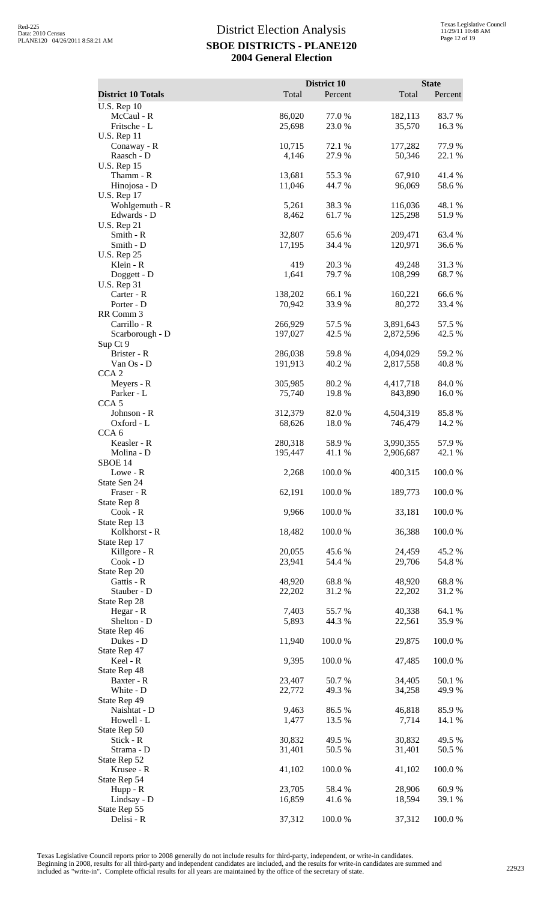# District Election Analysis

## SBOE DISTRICTS - PLANE120

## 2004 General Election

| District 10 Totals | District 10 Total | District 10 Percent | State Total | State Percent |
|---|---|---|---|---|
| U.S. Rep 10 | | | | |
| McCaul - R | 86,020 | 77.0 % | 182,113 | 83.7 % |
| Fritsche - L | 25,698 | 23.0 % | 35,570 | 16.3 % |
| U.S. Rep 11 | | | | |
| Conaway - R | 10,715 | 72.1 % | 177,282 | 77.9 % |
| Raasch - D | 4,146 | 27.9 % | 50,346 | 22.1 % |
| U.S. Rep 15 | | | | |
| Thamm - R | 13,681 | 55.3 % | 67,910 | 41.4 % |
| Hinojosa - D | 11,046 | 44.7 % | 96,069 | 58.6 % |
| U.S. Rep 17 | | | | |
| Wohlgemuth - R | 5,261 | 38.3 % | 116,036 | 48.1 % |
| Edwards - D | 8,462 | 61.7 % | 125,298 | 51.9 % |
| U.S. Rep 21 | | | | |
| Smith - R | 32,807 | 65.6 % | 209,471 | 63.4 % |
| Smith - D | 17,195 | 34.4 % | 120,971 | 36.6 % |
| U.S. Rep 25 | | | | |
| Klein - R | 419 | 20.3 % | 49,248 | 31.3 % |
| Doggett - D | 1,641 | 79.7 % | 108,299 | 68.7 % |
| U.S. Rep 31 | | | | |
| Carter - R | 138,202 | 66.1 % | 160,221 | 66.6 % |
| Porter - D | 70,942 | 33.9 % | 80,272 | 33.4 % |
| RR Comm 3 | | | | |
| Carrillo - R | 266,929 | 57.5 % | 3,891,643 | 57.5 % |
| Scarborough - D | 197,027 | 42.5 % | 2,872,596 | 42.5 % |
| Sup Ct 9 | | | | |
| Brister - R | 286,038 | 59.8 % | 4,094,029 | 59.2 % |
| Van Os - D | 191,913 | 40.2 % | 2,817,558 | 40.8 % |
| CCA 2 | | | | |
| Meyers - R | 305,985 | 80.2 % | 4,417,718 | 84.0 % |
| Parker - L | 75,740 | 19.8 % | 843,890 | 16.0 % |
| CCA 5 | | | | |
| Johnson - R | 312,379 | 82.0 % | 4,504,319 | 85.8 % |
| Oxford - L | 68,626 | 18.0 % | 746,479 | 14.2 % |
| CCA 6 | | | | |
| Keasler - R | 280,318 | 58.9 % | 3,990,355 | 57.9 % |
| Molina - D | 195,447 | 41.1 % | 2,906,687 | 42.1 % |
| SBOE 14 | | | | |
| Lowe - R | 2,268 | 100.0 % | 400,315 | 100.0 % |
| State Sen 24 | | | | |
| Fraser - R | 62,191 | 100.0 % | 189,773 | 100.0 % |
| State Rep 8 | | | | |
| Cook - R | 9,966 | 100.0 % | 33,181 | 100.0 % |
| State Rep 13 | | | | |
| Kolkhorst - R | 18,482 | 100.0 % | 36,388 | 100.0 % |
| State Rep 17 | | | | |
| Killgore - R | 20,055 | 45.6 % | 24,459 | 45.2 % |
| Cook - D | 23,941 | 54.4 % | 29,706 | 54.8 % |
| State Rep 20 | | | | |
| Gattis - R | 48,920 | 68.8 % | 48,920 | 68.8 % |
| Stauber - D | 22,202 | 31.2 % | 22,202 | 31.2 % |
| State Rep 28 | | | | |
| Hegar - R | 7,403 | 55.7 % | 40,338 | 64.1 % |
| Shelton - D | 5,893 | 44.3 % | 22,561 | 35.9 % |
| State Rep 46 | | | | |
| Dukes - D | 11,940 | 100.0 % | 29,875 | 100.0 % |
| State Rep 47 | | | | |
| Keel - R | 9,395 | 100.0 % | 47,485 | 100.0 % |
| State Rep 48 | | | | |
| Baxter - R | 23,407 | 50.7 % | 34,405 | 50.1 % |
| White - D | 22,772 | 49.3 % | 34,258 | 49.9 % |
| State Rep 49 | | | | |
| Naishtat - D | 9,463 | 86.5 % | 46,818 | 85.9 % |
| Howell - L | 1,477 | 13.5 % | 7,714 | 14.1 % |
| State Rep 50 | | | | |
| Stick - R | 30,832 | 49.5 % | 30,832 | 49.5 % |
| Strama - D | 31,401 | 50.5 % | 31,401 | 50.5 % |
| State Rep 52 | | | | |
| Krusee - R | 41,102 | 100.0 % | 41,102 | 100.0 % |
| State Rep 54 | | | | |
| Hupp - R | 23,705 | 58.4 % | 28,906 | 60.9 % |
| Lindsay - D | 16,859 | 41.6 % | 18,594 | 39.1 % |
| State Rep 55 | | | | |
| Delisi - R | 37,312 | 100.0 % | 37,312 | 100.0 % |

Texas Legislative Council reports prior to 2008 generally do not include results for third-party, independent, or write-in candidates. Beginning in 2008, results for all third-party and independent candidates are included, and the results for write-in candidates are summed and included as "write-in". Complete official results for all years are maintained by the office of the secretary of state.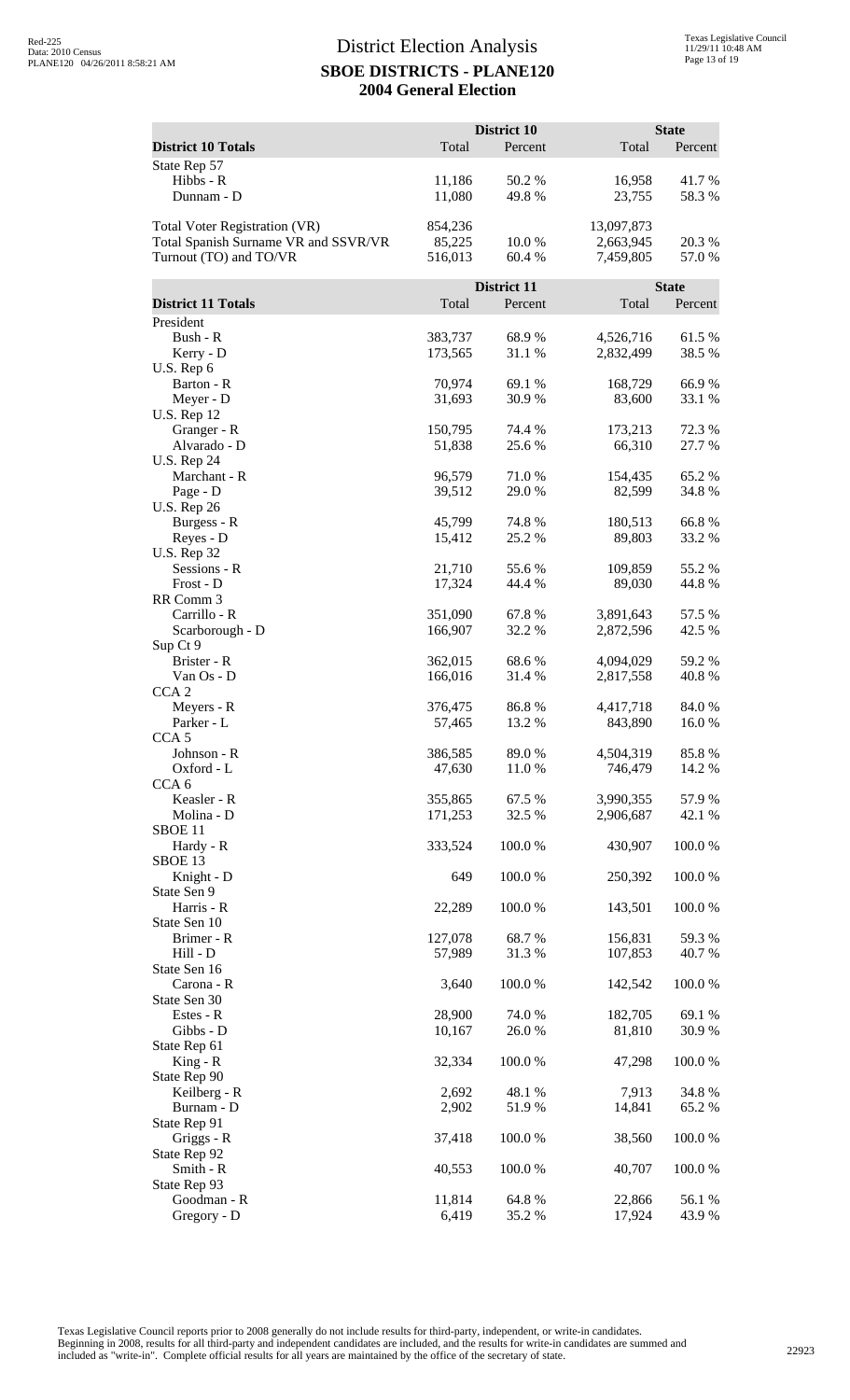# District Election Analysis
## SBOE DISTRICTS - PLANE120
## 2004 General Election

| District 10 Totals | District 10 Total | District 10 Percent | State Total | State Percent |
|---|---|---|---|---|
| State Rep 57 | | | | |
| Hibbs - R | 11,186 | 50.2 % | 16,958 | 41.7 % |
| Dunnam - D | 11,080 | 49.8 % | 23,755 | 58.3 % |
| Total Voter Registration (VR) | 854,236 | | 13,097,873 | |
| Total Spanish Surname VR and SSVR/VR | 85,225 | 10.0 % | 2,663,945 | 20.3 % |
| Turnout (TO) and TO/VR | 516,013 | 60.4 % | 7,459,805 | 57.0 % |

| District 11 Totals | District 11 Total | District 11 Percent | State Total | State Percent |
|---|---|---|---|---|
| President | | | | |
| Bush - R | 383,737 | 68.9 % | 4,526,716 | 61.5 % |
| Kerry - D | 173,565 | 31.1 % | 2,832,499 | 38.5 % |
| U.S. Rep 6 | | | | |
| Barton - R | 70,974 | 69.1 % | 168,729 | 66.9 % |
| Meyer - D | 31,693 | 30.9 % | 83,600 | 33.1 % |
| U.S. Rep 12 | | | | |
| Granger - R | 150,795 | 74.4 % | 173,213 | 72.3 % |
| Alvarado - D | 51,838 | 25.6 % | 66,310 | 27.7 % |
| U.S. Rep 24 | | | | |
| Marchant - R | 96,579 | 71.0 % | 154,435 | 65.2 % |
| Page - D | 39,512 | 29.0 % | 82,599 | 34.8 % |
| U.S. Rep 26 | | | | |
| Burgess - R | 45,799 | 74.8 % | 180,513 | 66.8 % |
| Reyes - D | 15,412 | 25.2 % | 89,803 | 33.2 % |
| U.S. Rep 32 | | | | |
| Sessions - R | 21,710 | 55.6 % | 109,859 | 55.2 % |
| Frost - D | 17,324 | 44.4 % | 89,030 | 44.8 % |
| RR Comm 3 | | | | |
| Carrillo - R | 351,090 | 67.8 % | 3,891,643 | 57.5 % |
| Scarborough - D | 166,907 | 32.2 % | 2,872,596 | 42.5 % |
| Sup Ct 9 | | | | |
| Brister - R | 362,015 | 68.6 % | 4,094,029 | 59.2 % |
| Van Os - D | 166,016 | 31.4 % | 2,817,558 | 40.8 % |
| CCA 2 | | | | |
| Meyers - R | 376,475 | 86.8 % | 4,417,718 | 84.0 % |
| Parker - L | 57,465 | 13.2 % | 843,890 | 16.0 % |
| CCA 5 | | | | |
| Johnson - R | 386,585 | 89.0 % | 4,504,319 | 85.8 % |
| Oxford - L | 47,630 | 11.0 % | 746,479 | 14.2 % |
| CCA 6 | | | | |
| Keasler - R | 355,865 | 67.5 % | 3,990,355 | 57.9 % |
| Molina - D | 171,253 | 32.5 % | 2,906,687 | 42.1 % |
| SBOE 11 | | | | |
| Hardy - R | 333,524 | 100.0 % | 430,907 | 100.0 % |
| SBOE 13 | | | | |
| Knight - D | 649 | 100.0 % | 250,392 | 100.0 % |
| State Sen 9 | | | | |
| Harris - R | 22,289 | 100.0 % | 143,501 | 100.0 % |
| State Sen 10 | | | | |
| Brimer - R | 127,078 | 68.7 % | 156,831 | 59.3 % |
| Hill - D | 57,989 | 31.3 % | 107,853 | 40.7 % |
| State Sen 16 | | | | |
| Carona - R | 3,640 | 100.0 % | 142,542 | 100.0 % |
| State Sen 30 | | | | |
| Estes - R | 28,900 | 74.0 % | 182,705 | 69.1 % |
| Gibbs - D | 10,167 | 26.0 % | 81,810 | 30.9 % |
| State Rep 61 | | | | |
| King - R | 32,334 | 100.0 % | 47,298 | 100.0 % |
| State Rep 90 | | | | |
| Keilberg - R | 2,692 | 48.1 % | 7,913 | 34.8 % |
| Burnam - D | 2,902 | 51.9 % | 14,841 | 65.2 % |
| State Rep 91 | | | | |
| Griggs - R | 37,418 | 100.0 % | 38,560 | 100.0 % |
| State Rep 92 | | | | |
| Smith - R | 40,553 | 100.0 % | 40,707 | 100.0 % |
| State Rep 93 | | | | |
| Goodman - R | 11,814 | 64.8 % | 22,866 | 56.1 % |
| Gregory - D | 6,419 | 35.2 % | 17,924 | 43.9 % |

Texas Legislative Council reports prior to 2008 generally do not include results for third-party, independent, or write-in candidates. Beginning in 2008, results for all third-party and independent candidates are included, and the results for write-in candidates are summed and included as "write-in". Complete official results for all years are maintained by the office of the secretary of state.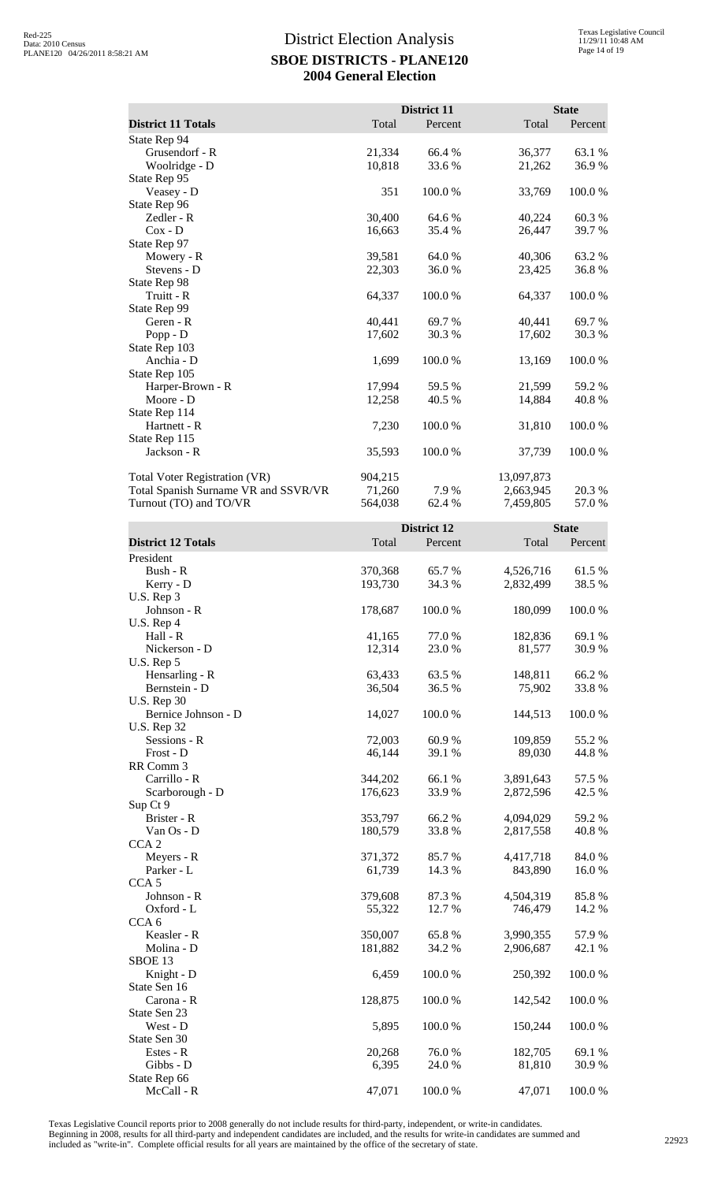# District Election Analysis

## SBOE DISTRICTS - PLANE120

## 2004 General Election

| District 11 Totals | District 11 Total | District 11 Percent | State Total | State Percent |
|---|---|---|---|---|
| State Rep 94 | | | | |
| Grusendorf - R | 21,334 | 66.4 % | 36,377 | 63.1 % |
| Woolridge - D | 10,818 | 33.6 % | 21,262 | 36.9 % |
| State Rep 95 | | | | |
| Veasey - D | 351 | 100.0 % | 33,769 | 100.0 % |
| State Rep 96 | | | | |
| Zedler - R | 30,400 | 64.6 % | 40,224 | 60.3 % |
| Cox - D | 16,663 | 35.4 % | 26,447 | 39.7 % |
| State Rep 97 | | | | |
| Mowery - R | 39,581 | 64.0 % | 40,306 | 63.2 % |
| Stevens - D | 22,303 | 36.0 % | 23,425 | 36.8 % |
| State Rep 98 | | | | |
| Truitt - R | 64,337 | 100.0 % | 64,337 | 100.0 % |
| State Rep 99 | | | | |
| Geren - R | 40,441 | 69.7 % | 40,441 | 69.7 % |
| Popp - D | 17,602 | 30.3 % | 17,602 | 30.3 % |
| State Rep 103 | | | | |
| Anchia - D | 1,699 | 100.0 % | 13,169 | 100.0 % |
| State Rep 105 | | | | |
| Harper-Brown - R | 17,994 | 59.5 % | 21,599 | 59.2 % |
| Moore - D | 12,258 | 40.5 % | 14,884 | 40.8 % |
| State Rep 114 | | | | |
| Hartnett - R | 7,230 | 100.0 % | 31,810 | 100.0 % |
| State Rep 115 | | | | |
| Jackson - R | 35,593 | 100.0 % | 37,739 | 100.0 % |
| Total Voter Registration (VR) | 904,215 | | 13,097,873 | |
| Total Spanish Surname VR and SSVR/VR | 71,260 | 7.9 % | 2,663,945 | 20.3 % |
| Turnout (TO) and TO/VR | 564,038 | 62.4 % | 7,459,805 | 57.0 % |

| District 12 Totals | District 12 Total | District 12 Percent | State Total | State Percent |
|---|---|---|---|---|
| President | | | | |
| Bush - R | 370,368 | 65.7 % | 4,526,716 | 61.5 % |
| Kerry - D | 193,730 | 34.3 % | 2,832,499 | 38.5 % |
| U.S. Rep 3 | | | | |
| Johnson - R | 178,687 | 100.0 % | 180,099 | 100.0 % |
| U.S. Rep 4 | | | | |
| Hall - R | 41,165 | 77.0 % | 182,836 | 69.1 % |
| Nickerson - D | 12,314 | 23.0 % | 81,577 | 30.9 % |
| U.S. Rep 5 | | | | |
| Hensarling - R | 63,433 | 63.5 % | 148,811 | 66.2 % |
| Bernstein - D | 36,504 | 36.5 % | 75,902 | 33.8 % |
| U.S. Rep 30 | | | | |
| Bernice Johnson - D | 14,027 | 100.0 % | 144,513 | 100.0 % |
| U.S. Rep 32 | | | | |
| Sessions - R | 72,003 | 60.9 % | 109,859 | 55.2 % |
| Frost - D | 46,144 | 39.1 % | 89,030 | 44.8 % |
| RR Comm 3 | | | | |
| Carrillo - R | 344,202 | 66.1 % | 3,891,643 | 57.5 % |
| Scarborough - D | 176,623 | 33.9 % | 2,872,596 | 42.5 % |
| Sup Ct 9 | | | | |
| Brister - R | 353,797 | 66.2 % | 4,094,029 | 59.2 % |
| Van Os - D | 180,579 | 33.8 % | 2,817,558 | 40.8 % |
| CCA 2 | | | | |
| Meyers - R | 371,372 | 85.7 % | 4,417,718 | 84.0 % |
| Parker - L | 61,739 | 14.3 % | 843,890 | 16.0 % |
| CCA 5 | | | | |
| Johnson - R | 379,608 | 87.3 % | 4,504,319 | 85.8 % |
| Oxford - L | 55,322 | 12.7 % | 746,479 | 14.2 % |
| CCA 6 | | | | |
| Keasler - R | 350,007 | 65.8 % | 3,990,355 | 57.9 % |
| Molina - D | 181,882 | 34.2 % | 2,906,687 | 42.1 % |
| SBOE 13 | | | | |
| Knight - D | 6,459 | 100.0 % | 250,392 | 100.0 % |
| State Sen 16 | | | | |
| Carona - R | 128,875 | 100.0 % | 142,542 | 100.0 % |
| State Sen 23 | | | | |
| West - D | 5,895 | 100.0 % | 150,244 | 100.0 % |
| State Sen 30 | | | | |
| Estes - R | 20,268 | 76.0 % | 182,705 | 69.1 % |
| Gibbs - D | 6,395 | 24.0 % | 81,810 | 30.9 % |
| State Rep 66 | | | | |
| McCall - R | 47,071 | 100.0 % | 47,071 | 100.0 % |

Texas Legislative Council reports prior to 2008 generally do not include results for third-party, independent, or write-in candidates. Beginning in 2008, results for all third-party and independent candidates are included, and the results for write-in candidates are summed and included as "write-in". Complete official results for all years are maintained by the office of the secretary of state.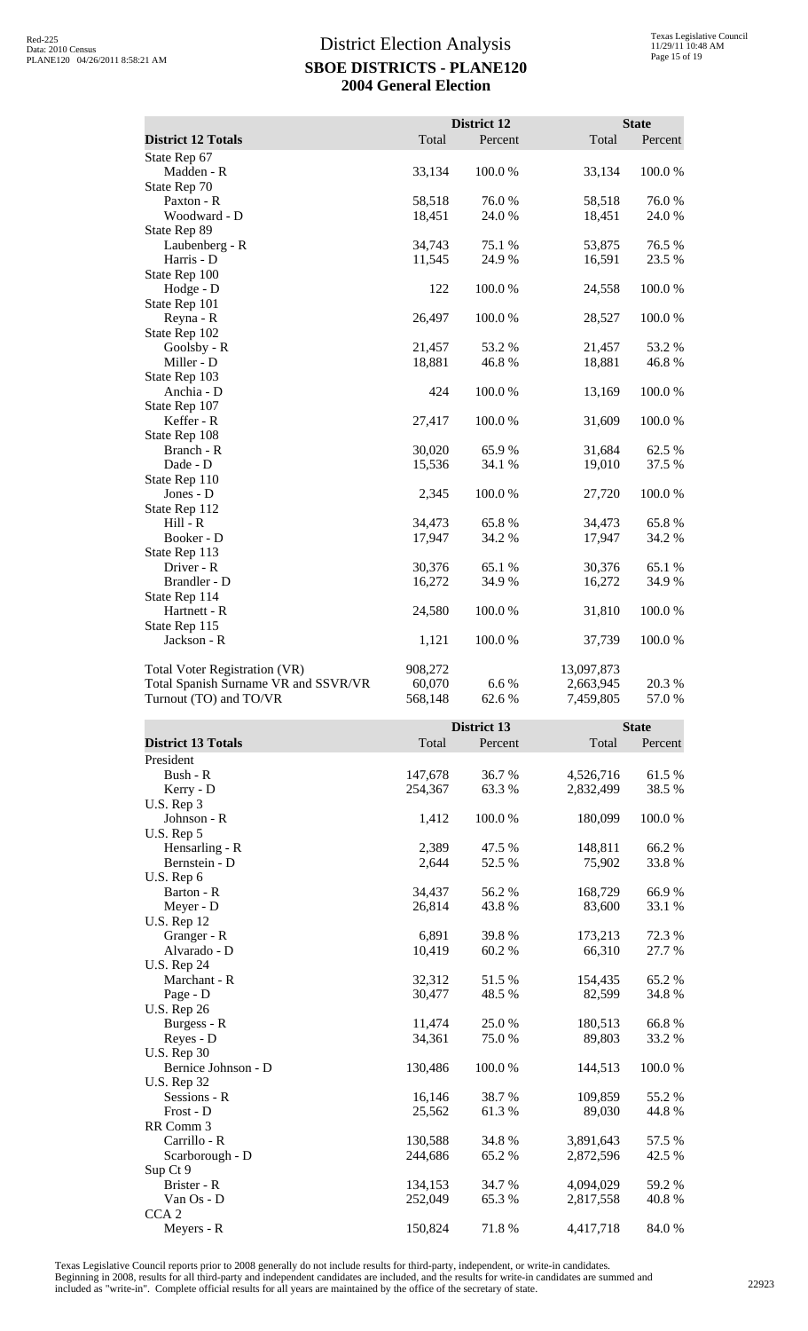# District Election Analysis
## SBOE DISTRICTS - PLANE120
## 2004 General Election

| District 12 Totals | District 12 Total | District 12 Percent | State Total | State Percent |
|---|---|---|---|---|
| State Rep 67 | | | | |
| Madden - R | 33,134 | 100.0 % | 33,134 | 100.0 % |
| State Rep 70 | | | | |
| Paxton - R | 58,518 | 76.0 % | 58,518 | 76.0 % |
| Woodward - D | 18,451 | 24.0 % | 18,451 | 24.0 % |
| State Rep 89 | | | | |
| Laubenberg - R | 34,743 | 75.1 % | 53,875 | 76.5 % |
| Harris - D | 11,545 | 24.9 % | 16,591 | 23.5 % |
| State Rep 100 | | | | |
| Hodge - D | 122 | 100.0 % | 24,558 | 100.0 % |
| State Rep 101 | | | | |
| Reyna - R | 26,497 | 100.0 % | 28,527 | 100.0 % |
| State Rep 102 | | | | |
| Goolsby - R | 21,457 | 53.2 % | 21,457 | 53.2 % |
| Miller - D | 18,881 | 46.8 % | 18,881 | 46.8 % |
| State Rep 103 | | | | |
| Anchia - D | 424 | 100.0 % | 13,169 | 100.0 % |
| State Rep 107 | | | | |
| Keffer - R | 27,417 | 100.0 % | 31,609 | 100.0 % |
| State Rep 108 | | | | |
| Branch - R | 30,020 | 65.9 % | 31,684 | 62.5 % |
| Dade - D | 15,536 | 34.1 % | 19,010 | 37.5 % |
| State Rep 110 | | | | |
| Jones - D | 2,345 | 100.0 % | 27,720 | 100.0 % |
| State Rep 112 | | | | |
| Hill - R | 34,473 | 65.8 % | 34,473 | 65.8 % |
| Booker - D | 17,947 | 34.2 % | 17,947 | 34.2 % |
| State Rep 113 | | | | |
| Driver - R | 30,376 | 65.1 % | 30,376 | 65.1 % |
| Brandler - D | 16,272 | 34.9 % | 16,272 | 34.9 % |
| State Rep 114 | | | | |
| Hartnett - R | 24,580 | 100.0 % | 31,810 | 100.0 % |
| State Rep 115 | | | | |
| Jackson - R | 1,121 | 100.0 % | 37,739 | 100.0 % |
| | | | | |
| Total Voter Registration (VR) | 908,272 | | 13,097,873 | |
| Total Spanish Surname VR and SSVR/VR | 60,070 | 6.6 % | 2,663,945 | 20.3 % |
| Turnout (TO) and TO/VR | 568,148 | 62.6 % | 7,459,805 | 57.0 % |

| District 13 Totals | District 13 Total | District 13 Percent | State Total | State Percent |
|---|---|---|---|---|
| President | | | | |
| Bush - R | 147,678 | 36.7 % | 4,526,716 | 61.5 % |
| Kerry - D | 254,367 | 63.3 % | 2,832,499 | 38.5 % |
| U.S. Rep 3 | | | | |
| Johnson - R | 1,412 | 100.0 % | 180,099 | 100.0 % |
| U.S. Rep 5 | | | | |
| Hensarling - R | 2,389 | 47.5 % | 148,811 | 66.2 % |
| Bernstein - D | 2,644 | 52.5 % | 75,902 | 33.8 % |
| U.S. Rep 6 | | | | |
| Barton - R | 34,437 | 56.2 % | 168,729 | 66.9 % |
| Meyer - D | 26,814 | 43.8 % | 83,600 | 33.1 % |
| U.S. Rep 12 | | | | |
| Granger - R | 6,891 | 39.8 % | 173,213 | 72.3 % |
| Alvarado - D | 10,419 | 60.2 % | 66,310 | 27.7 % |
| U.S. Rep 24 | | | | |
| Marchant - R | 32,312 | 51.5 % | 154,435 | 65.2 % |
| Page - D | 30,477 | 48.5 % | 82,599 | 34.8 % |
| U.S. Rep 26 | | | | |
| Burgess - R | 11,474 | 25.0 % | 180,513 | 66.8 % |
| Reyes - D | 34,361 | 75.0 % | 89,803 | 33.2 % |
| U.S. Rep 30 | | | | |
| Bernice Johnson - D | 130,486 | 100.0 % | 144,513 | 100.0 % |
| U.S. Rep 32 | | | | |
| Sessions - R | 16,146 | 38.7 % | 109,859 | 55.2 % |
| Frost - D | 25,562 | 61.3 % | 89,030 | 44.8 % |
| RR Comm 3 | | | | |
| Carrillo - R | 130,588 | 34.8 % | 3,891,643 | 57.5 % |
| Scarborough - D | 244,686 | 65.2 % | 2,872,596 | 42.5 % |
| Sup Ct 9 | | | | |
| Brister - R | 134,153 | 34.7 % | 4,094,029 | 59.2 % |
| Van Os - D | 252,049 | 65.3 % | 2,817,558 | 40.8 % |
| CCA 2 | | | | |
| Meyers - R | 150,824 | 71.8 % | 4,417,718 | 84.0 % |

Texas Legislative Council reports prior to 2008 generally do not include results for third-party, independent, or write-in candidates. Beginning in 2008, results for all third-party and independent candidates are included, and the results for write-in candidates are summed and included as "write-in". Complete official results for all years are maintained by the office of the secretary of state.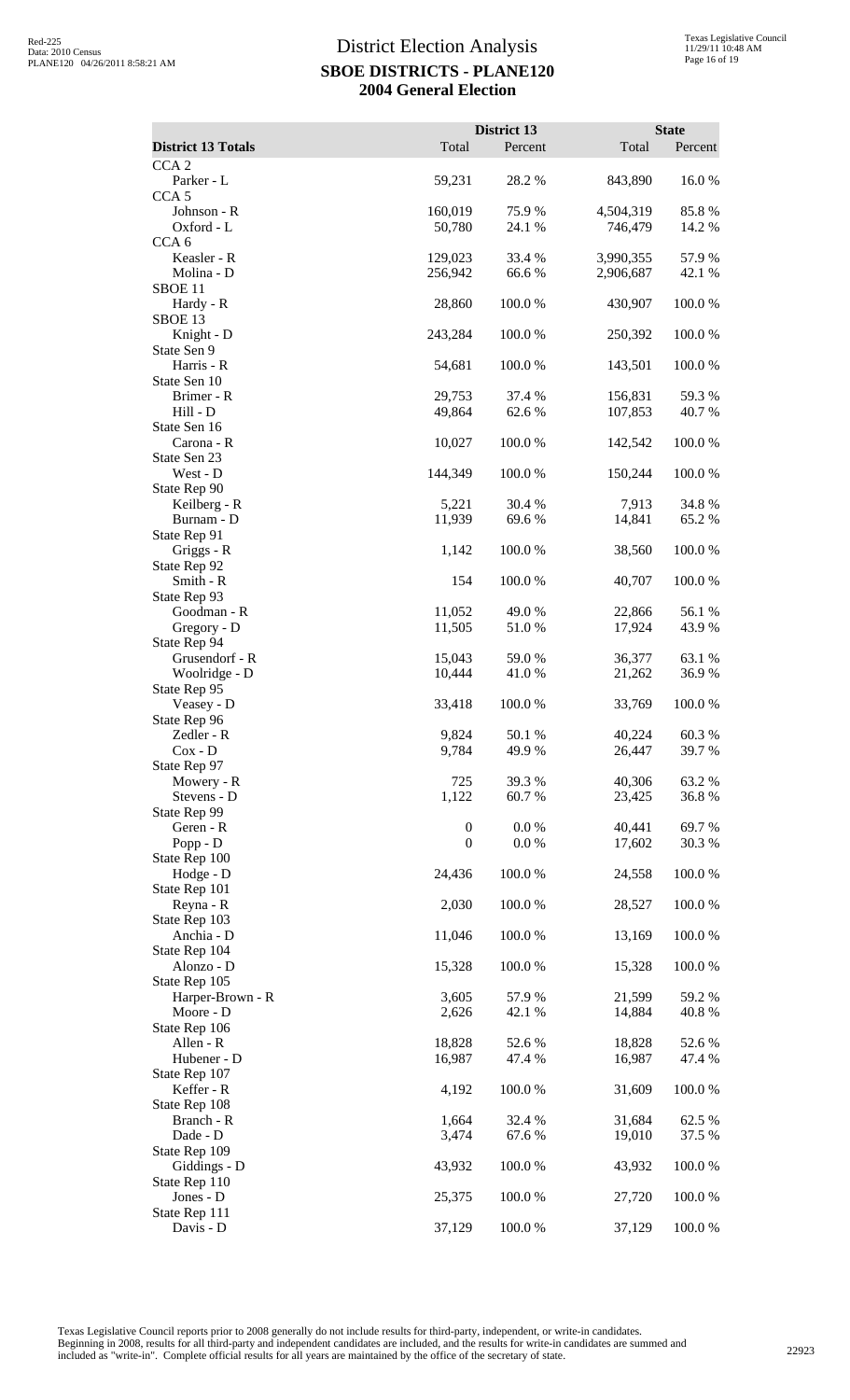# District Election Analysis
## SBOE DISTRICTS - PLANE120
## 2004 General Election

| District 13 Totals | District 13 Total | District 13 Percent | State Total | State Percent |
|---|---|---|---|---|
| CCA 2 | | | | |
| Parker - L | 59,231 | 28.2 % | 843,890 | 16.0 % |
| CCA 5 | | | | |
| Johnson - R | 160,019 | 75.9 % | 4,504,319 | 85.8 % |
| Oxford - L | 50,780 | 24.1 % | 746,479 | 14.2 % |
| CCA 6 | | | | |
| Keasler - R | 129,023 | 33.4 % | 3,990,355 | 57.9 % |
| Molina - D | 256,942 | 66.6 % | 2,906,687 | 42.1 % |
| SBOE 11 | | | | |
| Hardy - R | 28,860 | 100.0 % | 430,907 | 100.0 % |
| SBOE 13 | | | | |
| Knight - D | 243,284 | 100.0 % | 250,392 | 100.0 % |
| State Sen 9 | | | | |
| Harris - R | 54,681 | 100.0 % | 143,501 | 100.0 % |
| State Sen 10 | | | | |
| Brimer - R | 29,753 | 37.4 % | 156,831 | 59.3 % |
| Hill - D | 49,864 | 62.6 % | 107,853 | 40.7 % |
| State Sen 16 | | | | |
| Carona - R | 10,027 | 100.0 % | 142,542 | 100.0 % |
| State Sen 23 | | | | |
| West - D | 144,349 | 100.0 % | 150,244 | 100.0 % |
| State Rep 90 | | | | |
| Keilberg - R | 5,221 | 30.4 % | 7,913 | 34.8 % |
| Burnam - D | 11,939 | 69.6 % | 14,841 | 65.2 % |
| State Rep 91 | | | | |
| Griggs - R | 1,142 | 100.0 % | 38,560 | 100.0 % |
| State Rep 92 | | | | |
| Smith - R | 154 | 100.0 % | 40,707 | 100.0 % |
| State Rep 93 | | | | |
| Goodman - R | 11,052 | 49.0 % | 22,866 | 56.1 % |
| Gregory - D | 11,505 | 51.0 % | 17,924 | 43.9 % |
| State Rep 94 | | | | |
| Grusendorf - R | 15,043 | 59.0 % | 36,377 | 63.1 % |
| Woolridge - D | 10,444 | 41.0 % | 21,262 | 36.9 % |
| State Rep 95 | | | | |
| Veasey - D | 33,418 | 100.0 % | 33,769 | 100.0 % |
| State Rep 96 | | | | |
| Zedler - R | 9,824 | 50.1 % | 40,224 | 60.3 % |
| Cox - D | 9,784 | 49.9 % | 26,447 | 39.7 % |
| State Rep 97 | | | | |
| Mowery - R | 725 | 39.3 % | 40,306 | 63.2 % |
| Stevens - D | 1,122 | 60.7 % | 23,425 | 36.8 % |
| State Rep 99 | | | | |
| Geren - R | 0 | 0.0 % | 40,441 | 69.7 % |
| Popp - D | 0 | 0.0 % | 17,602 | 30.3 % |
| State Rep 100 | | | | |
| Hodge - D | 24,436 | 100.0 % | 24,558 | 100.0 % |
| State Rep 101 | | | | |
| Reyna - R | 2,030 | 100.0 % | 28,527 | 100.0 % |
| State Rep 103 | | | | |
| Anchia - D | 11,046 | 100.0 % | 13,169 | 100.0 % |
| State Rep 104 | | | | |
| Alonzo - D | 15,328 | 100.0 % | 15,328 | 100.0 % |
| State Rep 105 | | | | |
| Harper-Brown - R | 3,605 | 57.9 % | 21,599 | 59.2 % |
| Moore - D | 2,626 | 42.1 % | 14,884 | 40.8 % |
| State Rep 106 | | | | |
| Allen - R | 18,828 | 52.6 % | 18,828 | 52.6 % |
| Hubener - D | 16,987 | 47.4 % | 16,987 | 47.4 % |
| State Rep 107 | | | | |
| Keffer - R | 4,192 | 100.0 % | 31,609 | 100.0 % |
| State Rep 108 | | | | |
| Branch - R | 1,664 | 32.4 % | 31,684 | 62.5 % |
| Dade - D | 3,474 | 67.6 % | 19,010 | 37.5 % |
| State Rep 109 | | | | |
| Giddings - D | 43,932 | 100.0 % | 43,932 | 100.0 % |
| State Rep 110 | | | | |
| Jones - D | 25,375 | 100.0 % | 27,720 | 100.0 % |
| State Rep 111 | | | | |
| Davis - D | 37,129 | 100.0 % | 37,129 | 100.0 % |

Texas Legislative Council reports prior to 2008 generally do not include results for third-party, independent, or write-in candidates. Beginning in 2008, results for all third-party and independent candidates are included, and the results for write-in candidates are summed and included as "write-in". Complete official results for all years are maintained by the office of the secretary of state.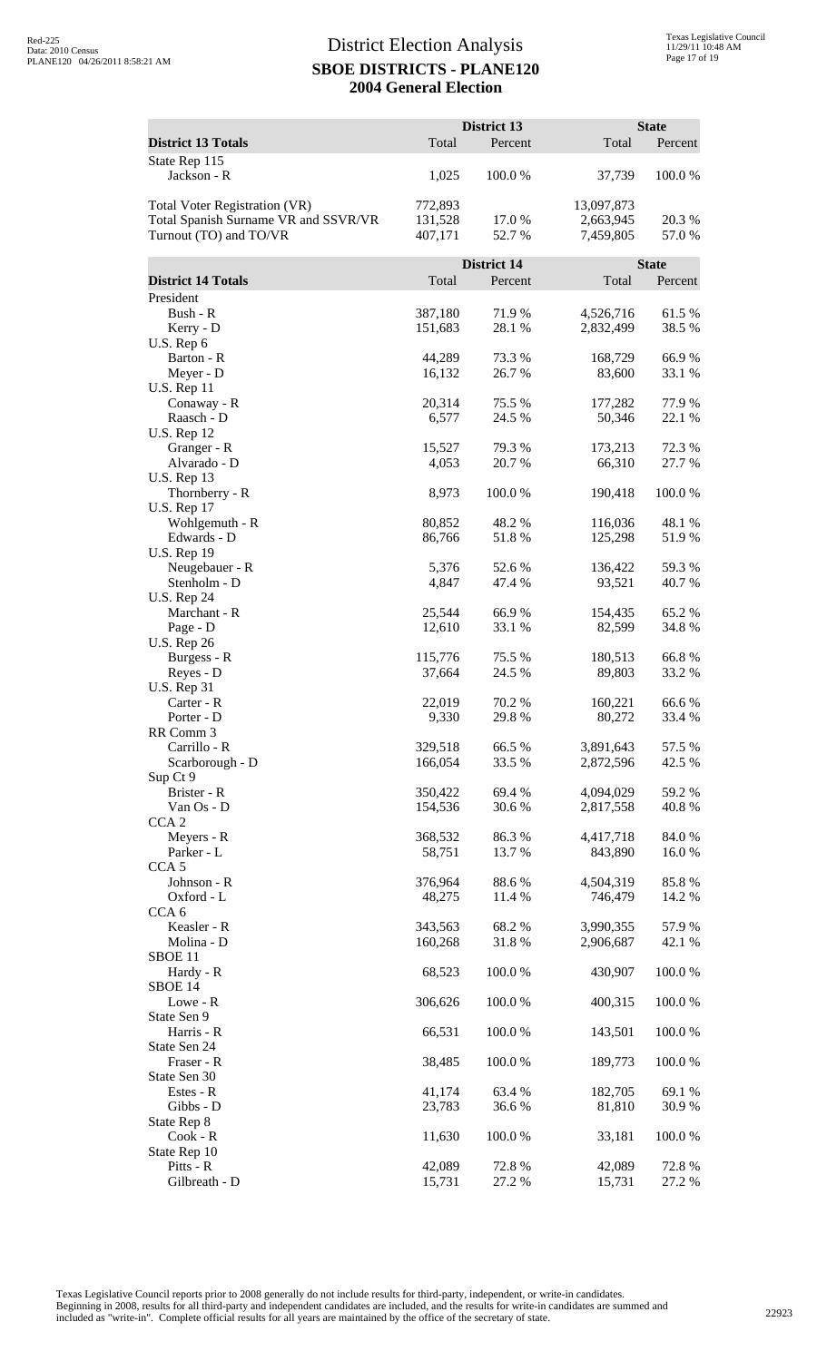# District Election Analysis

## SBOE DISTRICTS - PLANE120

## 2004 General Election

| District 13 Totals | District 13 Total | District 13 Percent | State Total | State Percent |
|---|---|---|---|---|
| State Rep 115 | | | | |
| Jackson - R | 1,025 | 100.0 % | 37,739 | 100.0 % |
| Total Voter Registration (VR) | 772,893 | | 13,097,873 | |
| Total Spanish Surname VR and SSVR/VR | 131,528 | 17.0 % | 2,663,945 | 20.3 % |
| Turnout (TO) and TO/VR | 407,171 | 52.7 % | 7,459,805 | 57.0 % |

| District 14 Totals | District 14 Total | District 14 Percent | State Total | State Percent |
|---|---|---|---|---|
| President | | | | |
| Bush - R | 387,180 | 71.9 % | 4,526,716 | 61.5 % |
| Kerry - D | 151,683 | 28.1 % | 2,832,499 | 38.5 % |
| U.S. Rep 6 | | | | |
| Barton - R | 44,289 | 73.3 % | 168,729 | 66.9 % |
| Meyer - D | 16,132 | 26.7 % | 83,600 | 33.1 % |
| U.S. Rep 11 | | | | |
| Conaway - R | 20,314 | 75.5 % | 177,282 | 77.9 % |
| Raasch - D | 6,577 | 24.5 % | 50,346 | 22.1 % |
| U.S. Rep 12 | | | | |
| Granger - R | 15,527 | 79.3 % | 173,213 | 72.3 % |
| Alvarado - D | 4,053 | 20.7 % | 66,310 | 27.7 % |
| U.S. Rep 13 | | | | |
| Thornberry - R | 8,973 | 100.0 % | 190,418 | 100.0 % |
| U.S. Rep 17 | | | | |
| Wohlgemuth - R | 80,852 | 48.2 % | 116,036 | 48.1 % |
| Edwards - D | 86,766 | 51.8 % | 125,298 | 51.9 % |
| U.S. Rep 19 | | | | |
| Neugebauer - R | 5,376 | 52.6 % | 136,422 | 59.3 % |
| Stenholm - D | 4,847 | 47.4 % | 93,521 | 40.7 % |
| U.S. Rep 24 | | | | |
| Marchant - R | 25,544 | 66.9 % | 154,435 | 65.2 % |
| Page - D | 12,610 | 33.1 % | 82,599 | 34.8 % |
| U.S. Rep 26 | | | | |
| Burgess - R | 115,776 | 75.5 % | 180,513 | 66.8 % |
| Reyes - D | 37,664 | 24.5 % | 89,803 | 33.2 % |
| U.S. Rep 31 | | | | |
| Carter - R | 22,019 | 70.2 % | 160,221 | 66.6 % |
| Porter - D | 9,330 | 29.8 % | 80,272 | 33.4 % |
| RR Comm 3 | | | | |
| Carrillo - R | 329,518 | 66.5 % | 3,891,643 | 57.5 % |
| Scarborough - D | 166,054 | 33.5 % | 2,872,596 | 42.5 % |
| Sup Ct 9 | | | | |
| Brister - R | 350,422 | 69.4 % | 4,094,029 | 59.2 % |
| Van Os - D | 154,536 | 30.6 % | 2,817,558 | 40.8 % |
| CCA 2 | | | | |
| Meyers - R | 368,532 | 86.3 % | 4,417,718 | 84.0 % |
| Parker - L | 58,751 | 13.7 % | 843,890 | 16.0 % |
| CCA 5 | | | | |
| Johnson - R | 376,964 | 88.6 % | 4,504,319 | 85.8 % |
| Oxford - L | 48,275 | 11.4 % | 746,479 | 14.2 % |
| CCA 6 | | | | |
| Keasler - R | 343,563 | 68.2 % | 3,990,355 | 57.9 % |
| Molina - D | 160,268 | 31.8 % | 2,906,687 | 42.1 % |
| SBOE 11 | | | | |
| Hardy - R | 68,523 | 100.0 % | 430,907 | 100.0 % |
| SBOE 14 | | | | |
| Lowe - R | 306,626 | 100.0 % | 400,315 | 100.0 % |
| State Sen 9 | | | | |
| Harris - R | 66,531 | 100.0 % | 143,501 | 100.0 % |
| State Sen 24 | | | | |
| Fraser - R | 38,485 | 100.0 % | 189,773 | 100.0 % |
| State Sen 30 | | | | |
| Estes - R | 41,174 | 63.4 % | 182,705 | 69.1 % |
| Gibbs - D | 23,783 | 36.6 % | 81,810 | 30.9 % |
| State Rep 8 | | | | |
| Cook - R | 11,630 | 100.0 % | 33,181 | 100.0 % |
| State Rep 10 | | | | |
| Pitts - R | 42,089 | 72.8 % | 42,089 | 72.8 % |
| Gilbreath - D | 15,731 | 27.2 % | 15,731 | 27.2 % |

Texas Legislative Council reports prior to 2008 generally do not include results for third-party, independent, or write-in candidates. Beginning in 2008, results for all third-party and independent candidates are included, and the results for write-in candidates are summed and included as "write-in". Complete official results for all years are maintained by the office of the secretary of state.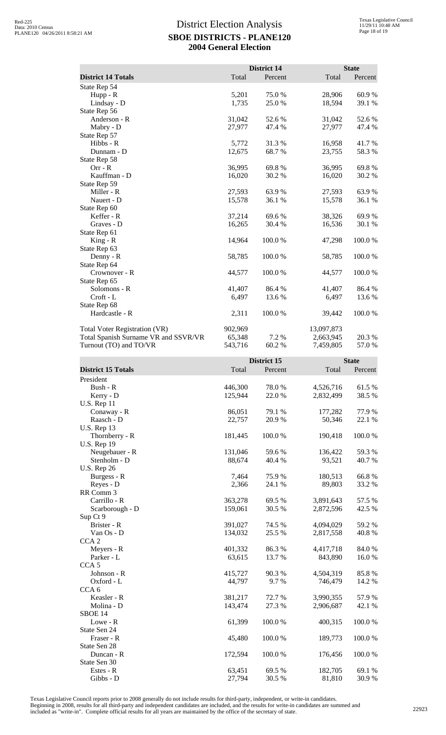# District Election Analysis

## SBOE DISTRICTS - PLANE120

### 2004 General Election

| District 14 Totals | District 14 Total | District 14 Percent | State Total | State Percent |
|---|---|---|---|---|
| State Rep 54 | | | | |
| Hupp - R | 5,201 | 75.0 % | 28,906 | 60.9 % |
| Lindsay - D | 1,735 | 25.0 % | 18,594 | 39.1 % |
| State Rep 56 | | | | |
| Anderson - R | 31,042 | 52.6 % | 31,042 | 52.6 % |
| Mabry - D | 27,977 | 47.4 % | 27,977 | 47.4 % |
| State Rep 57 | | | | |
| Hibbs - R | 5,772 | 31.3 % | 16,958 | 41.7 % |
| Dunnam - D | 12,675 | 68.7 % | 23,755 | 58.3 % |
| State Rep 58 | | | | |
| Orr - R | 36,995 | 69.8 % | 36,995 | 69.8 % |
| Kauffman - D | 16,020 | 30.2 % | 16,020 | 30.2 % |
| State Rep 59 | | | | |
| Miller - R | 27,593 | 63.9 % | 27,593 | 63.9 % |
| Nauert - D | 15,578 | 36.1 % | 15,578 | 36.1 % |
| State Rep 60 | | | | |
| Keffer - R | 37,214 | 69.6 % | 38,326 | 69.9 % |
| Graves - D | 16,265 | 30.4 % | 16,536 | 30.1 % |
| State Rep 61 | | | | |
| King - R | 14,964 | 100.0 % | 47,298 | 100.0 % |
| State Rep 63 | | | | |
| Denny - R | 58,785 | 100.0 % | 58,785 | 100.0 % |
| State Rep 64 | | | | |
| Crownover - R | 44,577 | 100.0 % | 44,577 | 100.0 % |
| State Rep 65 | | | | |
| Solomons - R | 41,407 | 86.4 % | 41,407 | 86.4 % |
| Croft - L | 6,497 | 13.6 % | 6,497 | 13.6 % |
| State Rep 68 | | | | |
| Hardcastle - R | 2,311 | 100.0 % | 39,442 | 100.0 % |
| Total Voter Registration (VR) | 902,969 | | 13,097,873 | |
| Total Spanish Surname VR and SSVR/VR | 65,348 | 7.2 % | 2,663,945 | 20.3 % |
| Turnout (TO) and TO/VR | 543,716 | 60.2 % | 7,459,805 | 57.0 % |

| District 15 Totals | District 15 Total | District 15 Percent | State Total | State Percent |
|---|---|---|---|---|
| President | | | | |
| Bush - R | 446,300 | 78.0 % | 4,526,716 | 61.5 % |
| Kerry - D | 125,944 | 22.0 % | 2,832,499 | 38.5 % |
| U.S. Rep 11 | | | | |
| Conaway - R | 86,051 | 79.1 % | 177,282 | 77.9 % |
| Raasch - D | 22,757 | 20.9 % | 50,346 | 22.1 % |
| U.S. Rep 13 | | | | |
| Thornberry - R | 181,445 | 100.0 % | 190,418 | 100.0 % |
| U.S. Rep 19 | | | | |
| Neugebauer - R | 131,046 | 59.6 % | 136,422 | 59.3 % |
| Stenholm - D | 88,674 | 40.4 % | 93,521 | 40.7 % |
| U.S. Rep 26 | | | | |
| Burgess - R | 7,464 | 75.9 % | 180,513 | 66.8 % |
| Reyes - D | 2,366 | 24.1 % | 89,803 | 33.2 % |
| RR Comm 3 | | | | |
| Carrillo - R | 363,278 | 69.5 % | 3,891,643 | 57.5 % |
| Scarborough - D | 159,061 | 30.5 % | 2,872,596 | 42.5 % |
| Sup Ct 9 | | | | |
| Brister - R | 391,027 | 74.5 % | 4,094,029 | 59.2 % |
| Van Os - D | 134,032 | 25.5 % | 2,817,558 | 40.8 % |
| CCA 2 | | | | |
| Meyers - R | 401,332 | 86.3 % | 4,417,718 | 84.0 % |
| Parker - L | 63,615 | 13.7 % | 843,890 | 16.0 % |
| CCA 5 | | | | |
| Johnson - R | 415,727 | 90.3 % | 4,504,319 | 85.8 % |
| Oxford - L | 44,797 | 9.7 % | 746,479 | 14.2 % |
| CCA 6 | | | | |
| Keasler - R | 381,217 | 72.7 % | 3,990,355 | 57.9 % |
| Molina - D | 143,474 | 27.3 % | 2,906,687 | 42.1 % |
| SBOE 14 | | | | |
| Lowe - R | 61,399 | 100.0 % | 400,315 | 100.0 % |
| State Sen 24 | | | | |
| Fraser - R | 45,480 | 100.0 % | 189,773 | 100.0 % |
| State Sen 28 | | | | |
| Duncan - R | 172,594 | 100.0 % | 176,456 | 100.0 % |
| State Sen 30 | | | | |
| Estes - R | 63,451 | 69.5 % | 182,705 | 69.1 % |
| Gibbs - D | 27,794 | 30.5 % | 81,810 | 30.9 % |

Texas Legislative Council reports prior to 2008 generally do not include results for third-party, independent, or write-in candidates. Beginning in 2008, results for all third-party and independent candidates are included, and the results for write-in candidates are summed and included as "write-in". Complete official results for all years are maintained by the office of the secretary of state.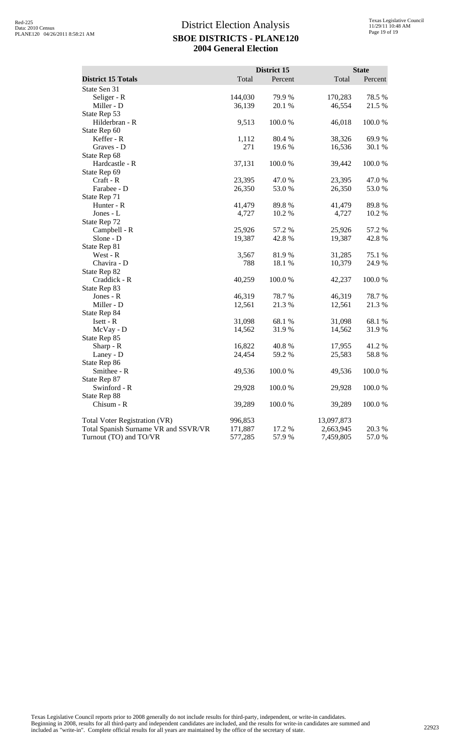# District Election Analysis

## SBOE DISTRICTS - PLANE120

## 2004 General Election

| | District 15 | | State | |
|---|---|---|---|---|
| **District 15 Totals** | Total | Percent | Total | Percent |
| State Sen 31 | | | | |
| Seliger - R | 144,030 | 79.9 % | 170,283 | 78.5 % |
| Miller - D | 36,139 | 20.1 % | 46,554 | 21.5 % |
| State Rep 53 | | | | |
| Hilderbran - R | 9,513 | 100.0 % | 46,018 | 100.0 % |
| State Rep 60 | | | | |
| Keffer - R | 1,112 | 80.4 % | 38,326 | 69.9 % |
| Graves - D | 271 | 19.6 % | 16,536 | 30.1 % |
| State Rep 68 | | | | |
| Hardcastle - R | 37,131 | 100.0 % | 39,442 | 100.0 % |
| State Rep 69 | | | | |
| Craft - R | 23,395 | 47.0 % | 23,395 | 47.0 % |
| Farabee - D | 26,350 | 53.0 % | 26,350 | 53.0 % |
| State Rep 71 | | | | |
| Hunter - R | 41,479 | 89.8 % | 41,479 | 89.8 % |
| Jones - L | 4,727 | 10.2 % | 4,727 | 10.2 % |
| State Rep 72 | | | | |
| Campbell - R | 25,926 | 57.2 % | 25,926 | 57.2 % |
| Slone - D | 19,387 | 42.8 % | 19,387 | 42.8 % |
| State Rep 81 | | | | |
| West - R | 3,567 | 81.9 % | 31,285 | 75.1 % |
| Chavira - D | 788 | 18.1 % | 10,379 | 24.9 % |
| State Rep 82 | | | | |
| Craddick - R | 40,259 | 100.0 % | 42,237 | 100.0 % |
| State Rep 83 | | | | |
| Jones - R | 46,319 | 78.7 % | 46,319 | 78.7 % |
| Miller - D | 12,561 | 21.3 % | 12,561 | 21.3 % |
| State Rep 84 | | | | |
| Isett - R | 31,098 | 68.1 % | 31,098 | 68.1 % |
| McVay - D | 14,562 | 31.9 % | 14,562 | 31.9 % |
| State Rep 85 | | | | |
| Sharp - R | 16,822 | 40.8 % | 17,955 | 41.2 % |
| Laney - D | 24,454 | 59.2 % | 25,583 | 58.8 % |
| State Rep 86 | | | | |
| Smithee - R | 49,536 | 100.0 % | 49,536 | 100.0 % |
| State Rep 87 | | | | |
| Swinford - R | 29,928 | 100.0 % | 29,928 | 100.0 % |
| State Rep 88 | | | | |
| Chisum - R | 39,289 | 100.0 % | 39,289 | 100.0 % |
| Total Voter Registration (VR) | 996,853 | | 13,097,873 | |
| Total Spanish Surname VR and SSVR/VR | 171,887 | 17.2 % | 2,663,945 | 20.3 % |
| Turnout (TO) and TO/VR | 577,285 | 57.9 % | 7,459,805 | 57.0 % |

Texas Legislative Council reports prior to 2008 generally do not include results for third-party, independent, or write-in candidates. Beginning in 2008, results for all third-party and independent candidates are included, and the results for write-in candidates are summed and included as "write-in". Complete official results for all years are maintained by the office of the secretary of state.